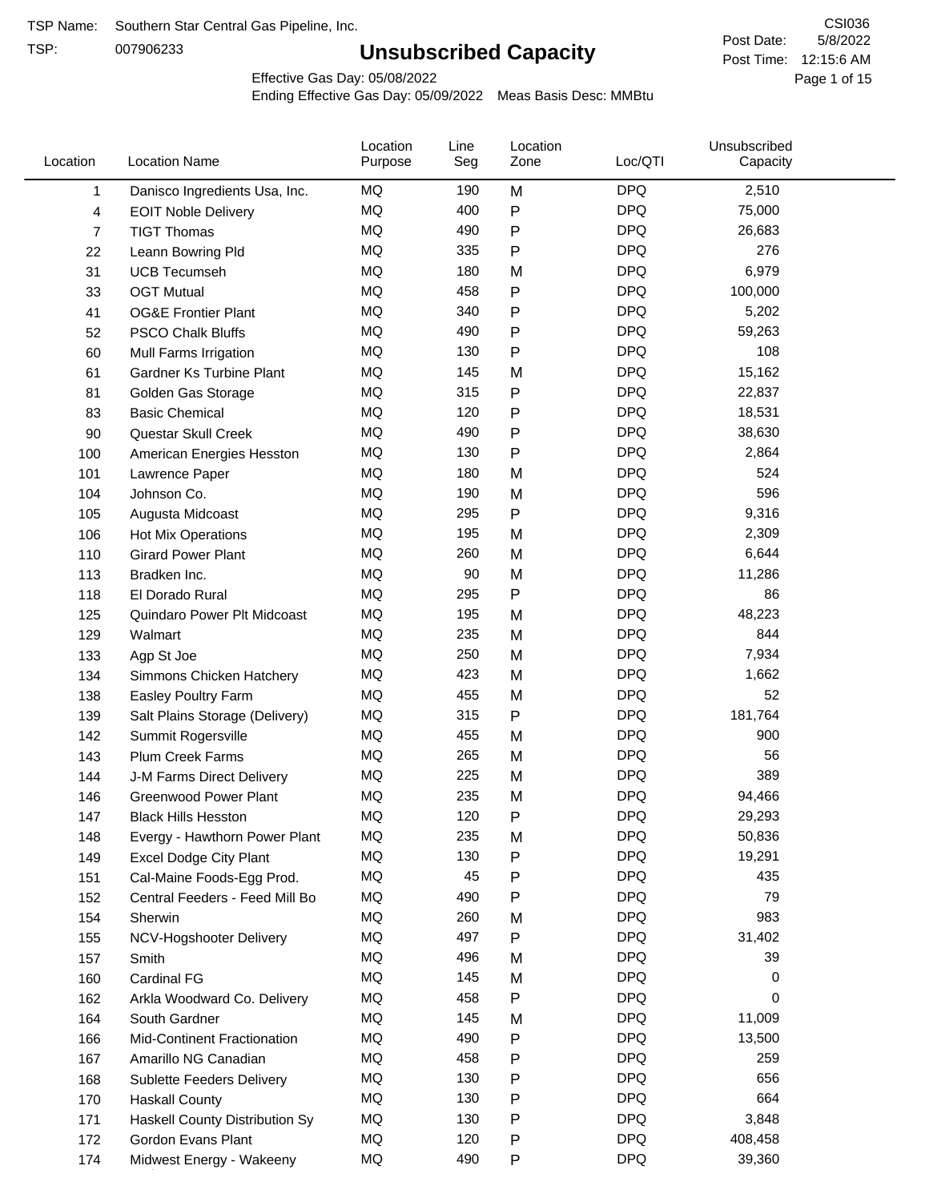TSP Name: Southern Star Central Gas Pipeline, Inc.

TSP: 007906233

# Unsubscribed Capacity

CSI036

Post Date: 5/8/2022

Post Time: 12:15:6 AM

Effective Gas Day: 05/08/2022

Ending Effective Gas Day: 05/09/2022 Meas Basis Desc: MMBtu

| Location | Location Name | Location Purpose | Line Seg | Location Zone | Loc/QTI | Unsubscribed Capacity |
|---|---|---|---|---|---|---|
| 1 | Danisco Ingredients Usa, Inc. | MQ | 190 | M | DPQ | 2,510 |
| 4 | EOIT Noble Delivery | MQ | 400 | P | DPQ | 75,000 |
| 7 | TIGT Thomas | MQ | 490 | P | DPQ | 26,683 |
| 22 | Leann Bowring Pld | MQ | 335 | P | DPQ | 276 |
| 31 | UCB Tecumseh | MQ | 180 | M | DPQ | 6,979 |
| 33 | OGT Mutual | MQ | 458 | P | DPQ | 100,000 |
| 41 | OG&E Frontier Plant | MQ | 340 | P | DPQ | 5,202 |
| 52 | PSCO Chalk Bluffs | MQ | 490 | P | DPQ | 59,263 |
| 60 | Mull Farms Irrigation | MQ | 130 | P | DPQ | 108 |
| 61 | Gardner Ks Turbine Plant | MQ | 145 | M | DPQ | 15,162 |
| 81 | Golden Gas Storage | MQ | 315 | P | DPQ | 22,837 |
| 83 | Basic Chemical | MQ | 120 | P | DPQ | 18,531 |
| 90 | Questar Skull Creek | MQ | 490 | P | DPQ | 38,630 |
| 100 | American Energies Hesston | MQ | 130 | P | DPQ | 2,864 |
| 101 | Lawrence Paper | MQ | 180 | M | DPQ | 524 |
| 104 | Johnson Co. | MQ | 190 | M | DPQ | 596 |
| 105 | Augusta Midcoast | MQ | 295 | P | DPQ | 9,316 |
| 106 | Hot Mix Operations | MQ | 195 | M | DPQ | 2,309 |
| 110 | Girard Power Plant | MQ | 260 | M | DPQ | 6,644 |
| 113 | Bradken Inc. | MQ | 90 | M | DPQ | 11,286 |
| 118 | El Dorado Rural | MQ | 295 | P | DPQ | 86 |
| 125 | Quindaro Power Plt Midcoast | MQ | 195 | M | DPQ | 48,223 |
| 129 | Walmart | MQ | 235 | M | DPQ | 844 |
| 133 | Agp St Joe | MQ | 250 | M | DPQ | 7,934 |
| 134 | Simmons Chicken Hatchery | MQ | 423 | M | DPQ | 1,662 |
| 138 | Easley Poultry Farm | MQ | 455 | M | DPQ | 52 |
| 139 | Salt Plains Storage (Delivery) | MQ | 315 | P | DPQ | 181,764 |
| 142 | Summit Rogersville | MQ | 455 | M | DPQ | 900 |
| 143 | Plum Creek Farms | MQ | 265 | M | DPQ | 56 |
| 144 | J-M Farms Direct Delivery | MQ | 225 | M | DPQ | 389 |
| 146 | Greenwood Power Plant | MQ | 235 | M | DPQ | 94,466 |
| 147 | Black Hills Hesston | MQ | 120 | P | DPQ | 29,293 |
| 148 | Evergy - Hawthorn Power Plant | MQ | 235 | M | DPQ | 50,836 |
| 149 | Excel Dodge City Plant | MQ | 130 | P | DPQ | 19,291 |
| 151 | Cal-Maine Foods-Egg Prod. | MQ | 45 | P | DPQ | 435 |
| 152 | Central Feeders - Feed Mill Bo | MQ | 490 | P | DPQ | 79 |
| 154 | Sherwin | MQ | 260 | M | DPQ | 983 |
| 155 | NCV-Hogshooter Delivery | MQ | 497 | P | DPQ | 31,402 |
| 157 | Smith | MQ | 496 | M | DPQ | 39 |
| 160 | Cardinal FG | MQ | 145 | M | DPQ | 0 |
| 162 | Arkla Woodward Co. Delivery | MQ | 458 | P | DPQ | 0 |
| 164 | South Gardner | MQ | 145 | M | DPQ | 11,009 |
| 166 | Mid-Continent Fractionation | MQ | 490 | P | DPQ | 13,500 |
| 167 | Amarillo NG Canadian | MQ | 458 | P | DPQ | 259 |
| 168 | Sublette Feeders Delivery | MQ | 130 | P | DPQ | 656 |
| 170 | Haskall County | MQ | 130 | P | DPQ | 664 |
| 171 | Haskall County Distribution Sy | MQ | 130 | P | DPQ | 3,848 |
| 172 | Gordon Evans Plant | MQ | 120 | P | DPQ | 408,458 |
| 174 | Midwest Energy - Wakeeny | MQ | 490 | P | DPQ | 39,360 |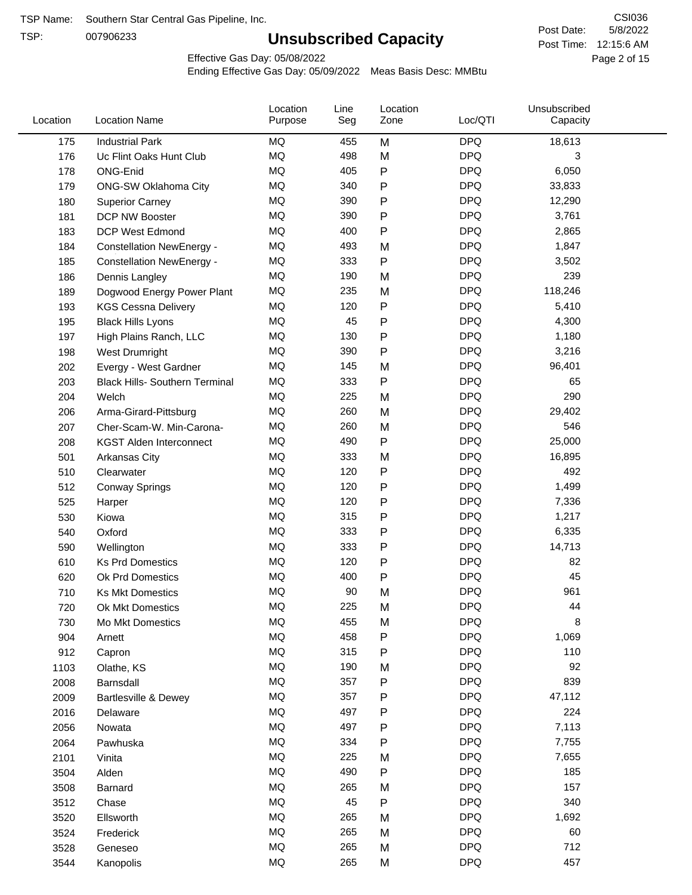TSP Name: Southern Star Central Gas Pipeline, Inc.

TSP: 007906233

# Unsubscribed Capacity

CSI036

Post Date: 5/8/2022

Post Time: 12:15:6 AM

Effective Gas Day: 05/08/2022

Ending Effective Gas Day: 05/09/2022 Meas Basis Desc: MMBtu

| Location | Location Name | Location Purpose | Line Seg | Location Zone | Loc/QTI | Unsubscribed Capacity |
|---|---|---|---|---|---|---|
| 175 | Industrial Park | MQ | 455 | M | DPQ | 18,613 |
| 176 | Uc Flint Oaks Hunt Club | MQ | 498 | M | DPQ | 3 |
| 178 | ONG-Enid | MQ | 405 | P | DPQ | 6,050 |
| 179 | ONG-SW Oklahoma City | MQ | 340 | P | DPQ | 33,833 |
| 180 | Superior Carney | MQ | 390 | P | DPQ | 12,290 |
| 181 | DCP NW Booster | MQ | 390 | P | DPQ | 3,761 |
| 183 | DCP West Edmond | MQ | 400 | P | DPQ | 2,865 |
| 184 | Constellation NewEnergy - | MQ | 493 | M | DPQ | 1,847 |
| 185 | Constellation NewEnergy - | MQ | 333 | P | DPQ | 3,502 |
| 186 | Dennis Langley | MQ | 190 | M | DPQ | 239 |
| 189 | Dogwood Energy Power Plant | MQ | 235 | M | DPQ | 118,246 |
| 193 | KGS Cessna Delivery | MQ | 120 | P | DPQ | 5,410 |
| 195 | Black Hills Lyons | MQ | 45 | P | DPQ | 4,300 |
| 197 | High Plains Ranch, LLC | MQ | 130 | P | DPQ | 1,180 |
| 198 | West Drumright | MQ | 390 | P | DPQ | 3,216 |
| 202 | Evergy - West Gardner | MQ | 145 | M | DPQ | 96,401 |
| 203 | Black Hills- Southern Terminal | MQ | 333 | P | DPQ | 65 |
| 204 | Welch | MQ | 225 | M | DPQ | 290 |
| 206 | Arma-Girard-Pittsburg | MQ | 260 | M | DPQ | 29,402 |
| 207 | Cher-Scam-W. Min-Carona- | MQ | 260 | M | DPQ | 546 |
| 208 | KGST Alden Interconnect | MQ | 490 | P | DPQ | 25,000 |
| 501 | Arkansas City | MQ | 333 | M | DPQ | 16,895 |
| 510 | Clearwater | MQ | 120 | P | DPQ | 492 |
| 512 | Conway Springs | MQ | 120 | P | DPQ | 1,499 |
| 525 | Harper | MQ | 120 | P | DPQ | 7,336 |
| 530 | Kiowa | MQ | 315 | P | DPQ | 1,217 |
| 540 | Oxford | MQ | 333 | P | DPQ | 6,335 |
| 590 | Wellington | MQ | 333 | P | DPQ | 14,713 |
| 610 | Ks Prd Domestics | MQ | 120 | P | DPQ | 82 |
| 620 | Ok Prd Domestics | MQ | 400 | P | DPQ | 45 |
| 710 | Ks Mkt Domestics | MQ | 90 | M | DPQ | 961 |
| 720 | Ok Mkt Domestics | MQ | 225 | M | DPQ | 44 |
| 730 | Mo Mkt Domestics | MQ | 455 | M | DPQ | 8 |
| 904 | Arnett | MQ | 458 | P | DPQ | 1,069 |
| 912 | Capron | MQ | 315 | P | DPQ | 110 |
| 1103 | Olathe, KS | MQ | 190 | M | DPQ | 92 |
| 2008 | Barnsdall | MQ | 357 | P | DPQ | 839 |
| 2009 | Bartlesville & Dewey | MQ | 357 | P | DPQ | 47,112 |
| 2016 | Delaware | MQ | 497 | P | DPQ | 224 |
| 2056 | Nowata | MQ | 497 | P | DPQ | 7,113 |
| 2064 | Pawhuska | MQ | 334 | P | DPQ | 7,755 |
| 2101 | Vinita | MQ | 225 | M | DPQ | 7,655 |
| 3504 | Alden | MQ | 490 | P | DPQ | 185 |
| 3508 | Barnard | MQ | 265 | M | DPQ | 157 |
| 3512 | Chase | MQ | 45 | P | DPQ | 340 |
| 3520 | Ellsworth | MQ | 265 | M | DPQ | 1,692 |
| 3524 | Frederick | MQ | 265 | M | DPQ | 60 |
| 3528 | Geneseo | MQ | 265 | M | DPQ | 712 |
| 3544 | Kanopolis | MQ | 265 | M | DPQ | 457 |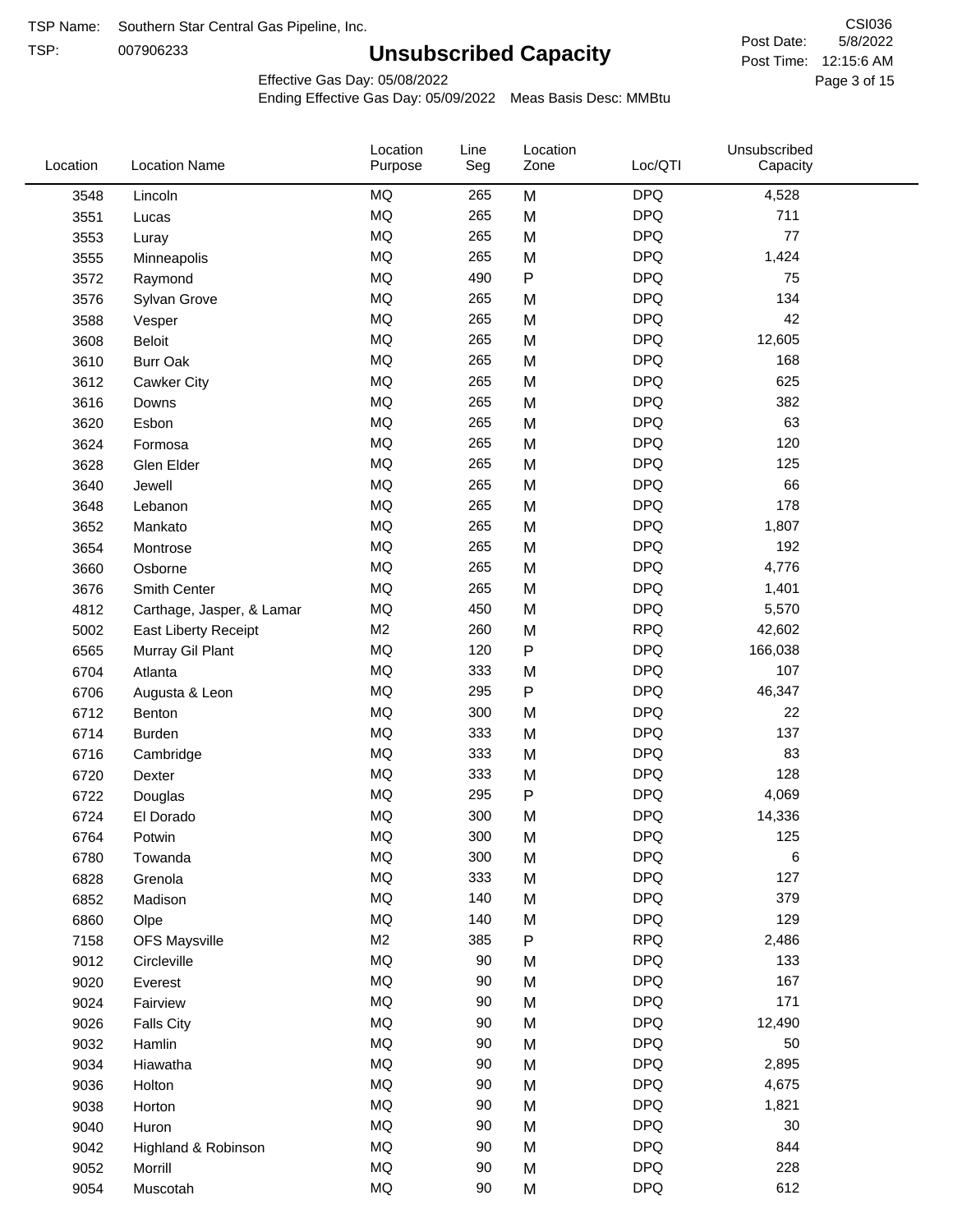TSP Name: Southern Star Central Gas Pipeline, Inc.

TSP: 007906233

# Unsubscribed Capacity

CSI036

Post Date: 5/8/2022

Post Time: 12:15:6 AM

Effective Gas Day: 05/08/2022

Ending Effective Gas Day: 05/09/2022 Meas Basis Desc: MMBtu

| Location | Location Name | Location Purpose | Line Seg | Location Zone | Loc/QTI | Unsubscribed Capacity |
|---|---|---|---|---|---|---|
| 3548 | Lincoln | MQ | 265 | M | DPQ | 4,528 |
| 3551 | Lucas | MQ | 265 | M | DPQ | 711 |
| 3553 | Luray | MQ | 265 | M | DPQ | 77 |
| 3555 | Minneapolis | MQ | 265 | M | DPQ | 1,424 |
| 3572 | Raymond | MQ | 490 | P | DPQ | 75 |
| 3576 | Sylvan Grove | MQ | 265 | M | DPQ | 134 |
| 3588 | Vesper | MQ | 265 | M | DPQ | 42 |
| 3608 | Beloit | MQ | 265 | M | DPQ | 12,605 |
| 3610 | Burr Oak | MQ | 265 | M | DPQ | 168 |
| 3612 | Cawker City | MQ | 265 | M | DPQ | 625 |
| 3616 | Downs | MQ | 265 | M | DPQ | 382 |
| 3620 | Esbon | MQ | 265 | M | DPQ | 63 |
| 3624 | Formosa | MQ | 265 | M | DPQ | 120 |
| 3628 | Glen Elder | MQ | 265 | M | DPQ | 125 |
| 3640 | Jewell | MQ | 265 | M | DPQ | 66 |
| 3648 | Lebanon | MQ | 265 | M | DPQ | 178 |
| 3652 | Mankato | MQ | 265 | M | DPQ | 1,807 |
| 3654 | Montrose | MQ | 265 | M | DPQ | 192 |
| 3660 | Osborne | MQ | 265 | M | DPQ | 4,776 |
| 3676 | Smith Center | MQ | 265 | M | DPQ | 1,401 |
| 4812 | Carthage, Jasper, & Lamar | MQ | 450 | M | DPQ | 5,570 |
| 5002 | East Liberty Receipt | M2 | 260 | M | RPQ | 42,602 |
| 6565 | Murray Gil Plant | MQ | 120 | P | DPQ | 166,038 |
| 6704 | Atlanta | MQ | 333 | M | DPQ | 107 |
| 6706 | Augusta & Leon | MQ | 295 | P | DPQ | 46,347 |
| 6712 | Benton | MQ | 300 | M | DPQ | 22 |
| 6714 | Burden | MQ | 333 | M | DPQ | 137 |
| 6716 | Cambridge | MQ | 333 | M | DPQ | 83 |
| 6720 | Dexter | MQ | 333 | M | DPQ | 128 |
| 6722 | Douglas | MQ | 295 | P | DPQ | 4,069 |
| 6724 | El Dorado | MQ | 300 | M | DPQ | 14,336 |
| 6764 | Potwin | MQ | 300 | M | DPQ | 125 |
| 6780 | Towanda | MQ | 300 | M | DPQ | 6 |
| 6828 | Grenola | MQ | 333 | M | DPQ | 127 |
| 6852 | Madison | MQ | 140 | M | DPQ | 379 |
| 6860 | Olpe | MQ | 140 | M | DPQ | 129 |
| 7158 | OFS Maysville | M2 | 385 | P | RPQ | 2,486 |
| 9012 | Circleville | MQ | 90 | M | DPQ | 133 |
| 9020 | Everest | MQ | 90 | M | DPQ | 167 |
| 9024 | Fairview | MQ | 90 | M | DPQ | 171 |
| 9026 | Falls City | MQ | 90 | M | DPQ | 12,490 |
| 9032 | Hamlin | MQ | 90 | M | DPQ | 50 |
| 9034 | Hiawatha | MQ | 90 | M | DPQ | 2,895 |
| 9036 | Holton | MQ | 90 | M | DPQ | 4,675 |
| 9038 | Horton | MQ | 90 | M | DPQ | 1,821 |
| 9040 | Huron | MQ | 90 | M | DPQ | 30 |
| 9042 | Highland & Robinson | MQ | 90 | M | DPQ | 844 |
| 9052 | Morrill | MQ | 90 | M | DPQ | 228 |
| 9054 | Muscotah | MQ | 90 | M | DPQ | 612 |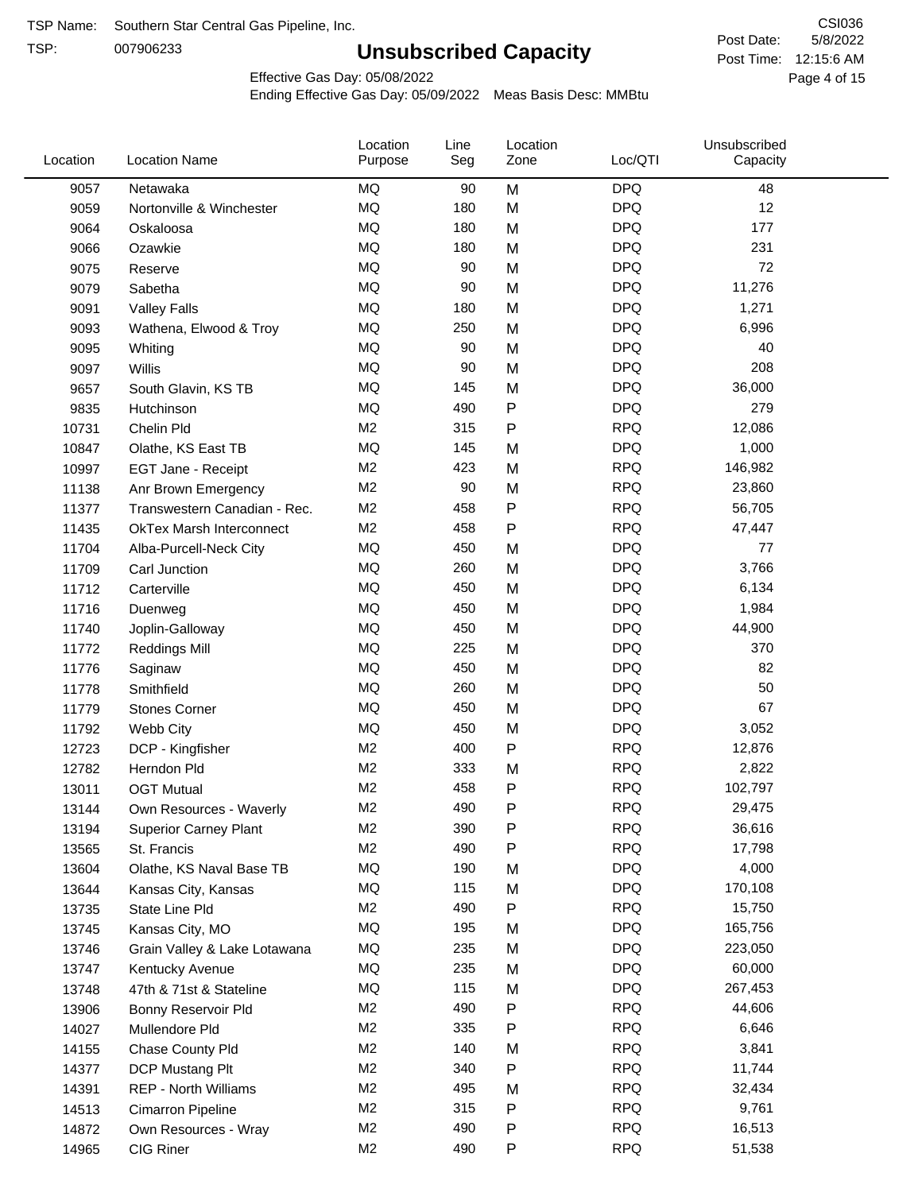TSP Name: Southern Star Central Gas Pipeline, Inc.

TSP: 007906233

# Unsubscribed Capacity

CSI036

Post Date: 5/8/2022

Post Time: 12:15:6 AM

Effective Gas Day: 05/08/2022

Ending Effective Gas Day: 05/09/2022 Meas Basis Desc: MMBtu

| Location | Location Name | Location Purpose | Line Seg | Location Zone | Loc/QTI | Unsubscribed Capacity |
|---|---|---|---|---|---|---|
| 9057 | Netawaka | MQ | 90 | M | DPQ | 48 |
| 9059 | Nortonville & Winchester | MQ | 180 | M | DPQ | 12 |
| 9064 | Oskaloosa | MQ | 180 | M | DPQ | 177 |
| 9066 | Ozawkie | MQ | 180 | M | DPQ | 231 |
| 9075 | Reserve | MQ | 90 | M | DPQ | 72 |
| 9079 | Sabetha | MQ | 90 | M | DPQ | 11,276 |
| 9091 | Valley Falls | MQ | 180 | M | DPQ | 1,271 |
| 9093 | Wathena, Elwood & Troy | MQ | 250 | M | DPQ | 6,996 |
| 9095 | Whiting | MQ | 90 | M | DPQ | 40 |
| 9097 | Willis | MQ | 90 | M | DPQ | 208 |
| 9657 | South Glavin, KS TB | MQ | 145 | M | DPQ | 36,000 |
| 9835 | Hutchinson | MQ | 490 | P | DPQ | 279 |
| 10731 | Chelin Pld | M2 | 315 | P | RPQ | 12,086 |
| 10847 | Olathe, KS East TB | MQ | 145 | M | DPQ | 1,000 |
| 10997 | EGT Jane - Receipt | M2 | 423 | M | RPQ | 146,982 |
| 11138 | Anr Brown Emergency | M2 | 90 | M | RPQ | 23,860 |
| 11377 | Transwestern Canadian - Rec. | M2 | 458 | P | RPQ | 56,705 |
| 11435 | OkTex Marsh Interconnect | M2 | 458 | P | RPQ | 47,447 |
| 11704 | Alba-Purcell-Neck City | MQ | 450 | M | DPQ | 77 |
| 11709 | Carl Junction | MQ | 260 | M | DPQ | 3,766 |
| 11712 | Carterville | MQ | 450 | M | DPQ | 6,134 |
| 11716 | Duenweg | MQ | 450 | M | DPQ | 1,984 |
| 11740 | Joplin-Galloway | MQ | 450 | M | DPQ | 44,900 |
| 11772 | Reddings Mill | MQ | 225 | M | DPQ | 370 |
| 11776 | Saginaw | MQ | 450 | M | DPQ | 82 |
| 11778 | Smithfield | MQ | 260 | M | DPQ | 50 |
| 11779 | Stones Corner | MQ | 450 | M | DPQ | 67 |
| 11792 | Webb City | MQ | 450 | M | DPQ | 3,052 |
| 12723 | DCP - Kingfisher | M2 | 400 | P | RPQ | 12,876 |
| 12782 | Herndon Pld | M2 | 333 | M | RPQ | 2,822 |
| 13011 | OGT Mutual | M2 | 458 | P | RPQ | 102,797 |
| 13144 | Own Resources - Waverly | M2 | 490 | P | RPQ | 29,475 |
| 13194 | Superior Carney Plant | M2 | 390 | P | RPQ | 36,616 |
| 13565 | St. Francis | M2 | 490 | P | RPQ | 17,798 |
| 13604 | Olathe, KS Naval Base TB | MQ | 190 | M | DPQ | 4,000 |
| 13644 | Kansas City, Kansas | MQ | 115 | M | DPQ | 170,108 |
| 13735 | State Line Pld | M2 | 490 | P | RPQ | 15,750 |
| 13745 | Kansas City, MO | MQ | 195 | M | DPQ | 165,756 |
| 13746 | Grain Valley & Lake Lotawana | MQ | 235 | M | DPQ | 223,050 |
| 13747 | Kentucky Avenue | MQ | 235 | M | DPQ | 60,000 |
| 13748 | 47th & 71st & Stateline | MQ | 115 | M | DPQ | 267,453 |
| 13906 | Bonny Reservoir Pld | M2 | 490 | P | RPQ | 44,606 |
| 14027 | Mullendore Pld | M2 | 335 | P | RPQ | 6,646 |
| 14155 | Chase County Pld | M2 | 140 | M | RPQ | 3,841 |
| 14377 | DCP Mustang Plt | M2 | 340 | P | RPQ | 11,744 |
| 14391 | REP - North Williams | M2 | 495 | M | RPQ | 32,434 |
| 14513 | Cimarron Pipeline | M2 | 315 | P | RPQ | 9,761 |
| 14872 | Own Resources - Wray | M2 | 490 | P | RPQ | 16,513 |
| 14965 | CIG Riner | M2 | 490 | P | RPQ | 51,538 |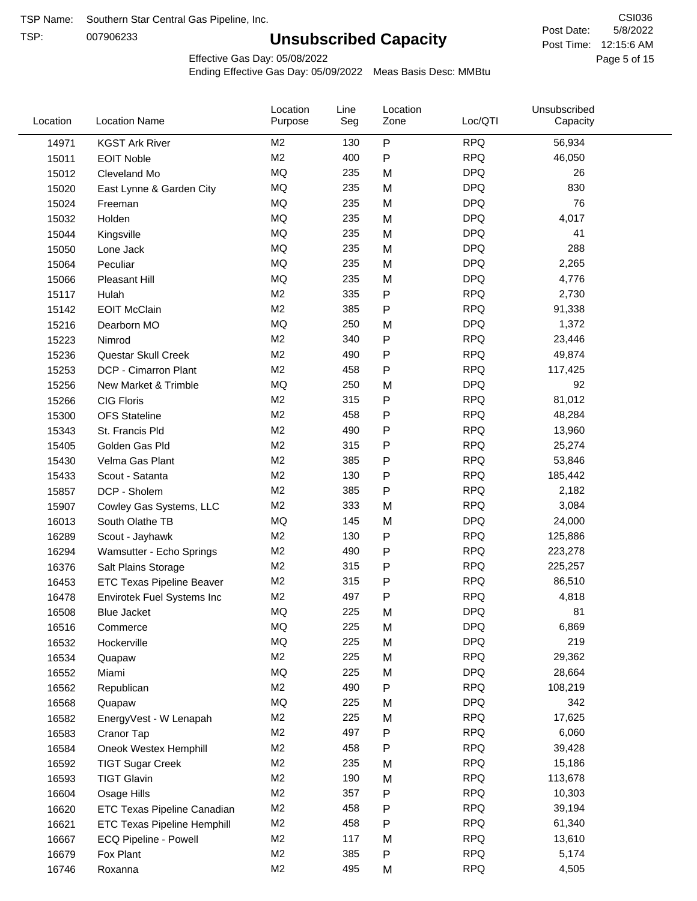TSP Name: Southern Star Central Gas Pipeline, Inc.

TSP: 007906233

# Unsubscribed Capacity

CSI036

Post Date: 5/8/2022

Post Time: 12:15:6 AM

Effective Gas Day: 05/08/2022

Ending Effective Gas Day: 05/09/2022 Meas Basis Desc: MMBtu

| Location | Location Name | Location Purpose | Line Seg | Location Zone | Loc/QTI | Unsubscribed Capacity |
|---|---|---|---|---|---|---|
| 14971 | KGST Ark River | M2 | 130 | P | RPQ | 56,934 |
| 15011 | EOIT Noble | M2 | 400 | P | RPQ | 46,050 |
| 15012 | Cleveland Mo | MQ | 235 | M | DPQ | 26 |
| 15020 | East Lynne & Garden City | MQ | 235 | M | DPQ | 830 |
| 15024 | Freeman | MQ | 235 | M | DPQ | 76 |
| 15032 | Holden | MQ | 235 | M | DPQ | 4,017 |
| 15044 | Kingsville | MQ | 235 | M | DPQ | 41 |
| 15050 | Lone Jack | MQ | 235 | M | DPQ | 288 |
| 15064 | Peculiar | MQ | 235 | M | DPQ | 2,265 |
| 15066 | Pleasant Hill | MQ | 235 | M | DPQ | 4,776 |
| 15117 | Hulah | M2 | 335 | P | RPQ | 2,730 |
| 15142 | EOIT McClain | M2 | 385 | P | RPQ | 91,338 |
| 15216 | Dearborn MO | MQ | 250 | M | DPQ | 1,372 |
| 15223 | Nimrod | M2 | 340 | P | RPQ | 23,446 |
| 15236 | Questar Skull Creek | M2 | 490 | P | RPQ | 49,874 |
| 15253 | DCP - Cimarron Plant | M2 | 458 | P | RPQ | 117,425 |
| 15256 | New Market & Trimble | MQ | 250 | M | DPQ | 92 |
| 15266 | CIG Floris | M2 | 315 | P | RPQ | 81,012 |
| 15300 | OFS Stateline | M2 | 458 | P | RPQ | 48,284 |
| 15343 | St. Francis Pld | M2 | 490 | P | RPQ | 13,960 |
| 15405 | Golden Gas Pld | M2 | 315 | P | RPQ | 25,274 |
| 15430 | Velma Gas Plant | M2 | 385 | P | RPQ | 53,846 |
| 15433 | Scout - Satanta | M2 | 130 | P | RPQ | 185,442 |
| 15857 | DCP - Sholem | M2 | 385 | P | RPQ | 2,182 |
| 15907 | Cowley Gas Systems, LLC | M2 | 333 | M | RPQ | 3,084 |
| 16013 | South Olathe TB | MQ | 145 | M | DPQ | 24,000 |
| 16289 | Scout - Jayhawk | M2 | 130 | P | RPQ | 125,886 |
| 16294 | Wamsutter - Echo Springs | M2 | 490 | P | RPQ | 223,278 |
| 16376 | Salt Plains Storage | M2 | 315 | P | RPQ | 225,257 |
| 16453 | ETC Texas Pipeline Beaver | M2 | 315 | P | RPQ | 86,510 |
| 16478 | Envirotek Fuel Systems Inc | M2 | 497 | P | RPQ | 4,818 |
| 16508 | Blue Jacket | MQ | 225 | M | DPQ | 81 |
| 16516 | Commerce | MQ | 225 | M | DPQ | 6,869 |
| 16532 | Hockerville | MQ | 225 | M | DPQ | 219 |
| 16534 | Quapaw | M2 | 225 | M | RPQ | 29,362 |
| 16552 | Miami | MQ | 225 | M | DPQ | 28,664 |
| 16562 | Republican | M2 | 490 | P | RPQ | 108,219 |
| 16568 | Quapaw | MQ | 225 | M | DPQ | 342 |
| 16582 | EnergyVest - W Lenapah | M2 | 225 | M | RPQ | 17,625 |
| 16583 | Cranor Tap | M2 | 497 | P | RPQ | 6,060 |
| 16584 | Oneok Westex Hemphill | M2 | 458 | P | RPQ | 39,428 |
| 16592 | TIGT Sugar Creek | M2 | 235 | M | RPQ | 15,186 |
| 16593 | TIGT Glavin | M2 | 190 | M | RPQ | 113,678 |
| 16604 | Osage Hills | M2 | 357 | P | RPQ | 10,303 |
| 16620 | ETC Texas Pipeline Canadian | M2 | 458 | P | RPQ | 39,194 |
| 16621 | ETC Texas Pipeline Hemphill | M2 | 458 | P | RPQ | 61,340 |
| 16667 | ECQ Pipeline - Powell | M2 | 117 | M | RPQ | 13,610 |
| 16679 | Fox Plant | M2 | 385 | P | RPQ | 5,174 |
| 16746 | Roxanna | M2 | 495 | M | RPQ | 4,505 |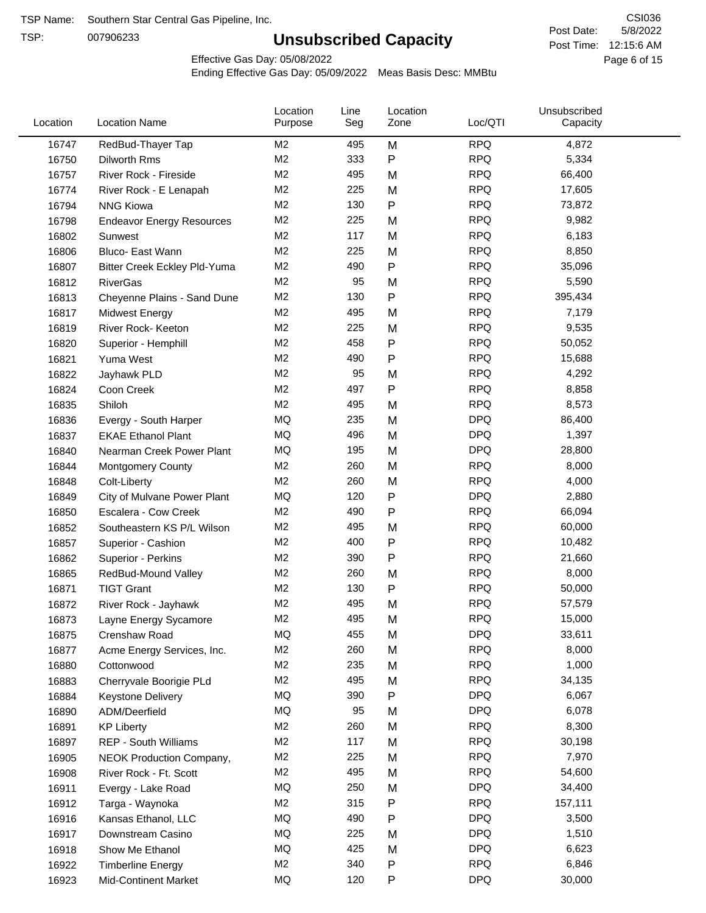TSP Name: Southern Star Central Gas Pipeline, Inc.

TSP: 007906233

# Unsubscribed Capacity

CSI036

Post Date: 5/8/2022

Post Time: 12:15:6 AM

Effective Gas Day: 05/08/2022

Ending Effective Gas Day: 05/09/2022 Meas Basis Desc: MMBtu

| Location | Location Name | Location Purpose | Line Seg | Location Zone | Loc/QTI | Unsubscribed Capacity |
|---|---|---|---|---|---|---|
| 16747 | RedBud-Thayer Tap | M2 | 495 | M | RPQ | 4,872 |
| 16750 | Dilworth Rms | M2 | 333 | P | RPQ | 5,334 |
| 16757 | River Rock - Fireside | M2 | 495 | M | RPQ | 66,400 |
| 16774 | River Rock - E Lenapah | M2 | 225 | M | RPQ | 17,605 |
| 16794 | NNG Kiowa | M2 | 130 | P | RPQ | 73,872 |
| 16798 | Endeavor Energy Resources | M2 | 225 | M | RPQ | 9,982 |
| 16802 | Sunwest | M2 | 117 | M | RPQ | 6,183 |
| 16806 | Bluco- East Wann | M2 | 225 | M | RPQ | 8,850 |
| 16807 | Bitter Creek Eckley Pld-Yuma | M2 | 490 | P | RPQ | 35,096 |
| 16812 | RiverGas | M2 | 95 | M | RPQ | 5,590 |
| 16813 | Cheyenne Plains - Sand Dune | M2 | 130 | P | RPQ | 395,434 |
| 16817 | Midwest Energy | M2 | 495 | M | RPQ | 7,179 |
| 16819 | River Rock- Keeton | M2 | 225 | M | RPQ | 9,535 |
| 16820 | Superior - Hemphill | M2 | 458 | P | RPQ | 50,052 |
| 16821 | Yuma West | M2 | 490 | P | RPQ | 15,688 |
| 16822 | Jayhawk PLD | M2 | 95 | M | RPQ | 4,292 |
| 16824 | Coon Creek | M2 | 497 | P | RPQ | 8,858 |
| 16835 | Shiloh | M2 | 495 | M | RPQ | 8,573 |
| 16836 | Evergy - South Harper | MQ | 235 | M | DPQ | 86,400 |
| 16837 | EKAE Ethanol Plant | MQ | 496 | M | DPQ | 1,397 |
| 16840 | Nearman Creek Power Plant | MQ | 195 | M | DPQ | 28,800 |
| 16844 | Montgomery County | M2 | 260 | M | RPQ | 8,000 |
| 16848 | Colt-Liberty | M2 | 260 | M | RPQ | 4,000 |
| 16849 | City of Mulvane Power Plant | MQ | 120 | P | DPQ | 2,880 |
| 16850 | Escalera - Cow Creek | M2 | 490 | P | RPQ | 66,094 |
| 16852 | Southeastern KS P/L Wilson | M2 | 495 | M | RPQ | 60,000 |
| 16857 | Superior - Cashion | M2 | 400 | P | RPQ | 10,482 |
| 16862 | Superior - Perkins | M2 | 390 | P | RPQ | 21,660 |
| 16865 | RedBud-Mound Valley | M2 | 260 | M | RPQ | 8,000 |
| 16871 | TIGT Grant | M2 | 130 | P | RPQ | 50,000 |
| 16872 | River Rock - Jayhawk | M2 | 495 | M | RPQ | 57,579 |
| 16873 | Layne Energy Sycamore | M2 | 495 | M | RPQ | 15,000 |
| 16875 | Crenshaw Road | MQ | 455 | M | DPQ | 33,611 |
| 16877 | Acme Energy Services, Inc. | M2 | 260 | M | RPQ | 8,000 |
| 16880 | Cottonwood | M2 | 235 | M | RPQ | 1,000 |
| 16883 | Cherryvale Boorigie PLd | M2 | 495 | M | RPQ | 34,135 |
| 16884 | Keystone Delivery | MQ | 390 | P | DPQ | 6,067 |
| 16890 | ADM/Deerfield | MQ | 95 | M | DPQ | 6,078 |
| 16891 | KP Liberty | M2 | 260 | M | RPQ | 8,300 |
| 16897 | REP - South Williams | M2 | 117 | M | RPQ | 30,198 |
| 16905 | NEOK Production Company, | M2 | 225 | M | RPQ | 7,970 |
| 16908 | River Rock - Ft. Scott | M2 | 495 | M | RPQ | 54,600 |
| 16911 | Evergy - Lake Road | MQ | 250 | M | DPQ | 34,400 |
| 16912 | Targa - Waynoka | M2 | 315 | P | RPQ | 157,111 |
| 16916 | Kansas Ethanol, LLC | MQ | 490 | P | DPQ | 3,500 |
| 16917 | Downstream Casino | MQ | 225 | M | DPQ | 1,510 |
| 16918 | Show Me Ethanol | MQ | 425 | M | DPQ | 6,623 |
| 16922 | Timberline Energy | M2 | 340 | P | RPQ | 6,846 |
| 16923 | Mid-Continent Market | MQ | 120 | P | DPQ | 30,000 |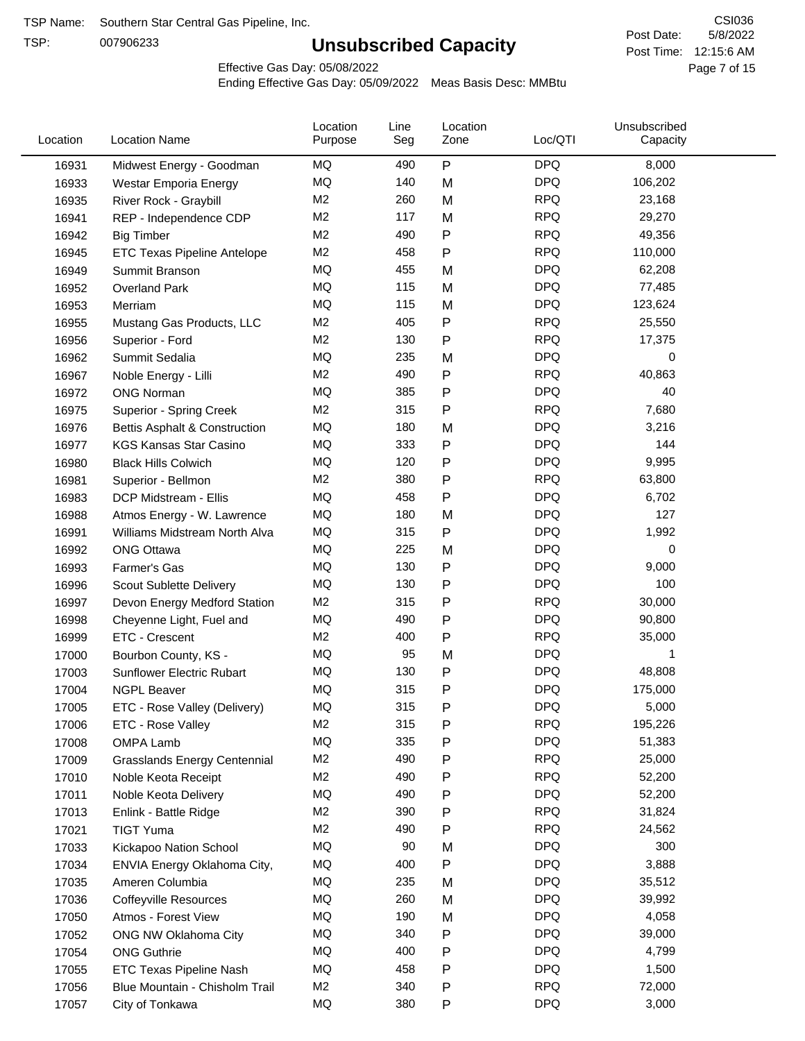TSP Name: Southern Star Central Gas Pipeline, Inc.
TSP: 007906233

# Unsubscribed Capacity

CSI036
Post Date: 5/8/2022
Post Time: 12:15:6 AM

Effective Gas Day: 05/08/2022
Ending Effective Gas Day: 05/09/2022 Meas Basis Desc: MMBtu

| Location | Location Name | Location Purpose | Line Seg | Location Zone | Loc/QTI | Unsubscribed Capacity |
|---|---|---|---|---|---|---|
| 16931 | Midwest Energy - Goodman | MQ | 490 | P | DPQ | 8,000 |
| 16933 | Westar Emporia Energy | MQ | 140 | M | DPQ | 106,202 |
| 16935 | River Rock - Graybill | M2 | 260 | M | RPQ | 23,168 |
| 16941 | REP - Independence CDP | M2 | 117 | M | RPQ | 29,270 |
| 16942 | Big Timber | M2 | 490 | P | RPQ | 49,356 |
| 16945 | ETC Texas Pipeline Antelope | M2 | 458 | P | RPQ | 110,000 |
| 16949 | Summit Branson | MQ | 455 | M | DPQ | 62,208 |
| 16952 | Overland Park | MQ | 115 | M | DPQ | 77,485 |
| 16953 | Merriam | MQ | 115 | M | DPQ | 123,624 |
| 16955 | Mustang Gas Products, LLC | M2 | 405 | P | RPQ | 25,550 |
| 16956 | Superior - Ford | M2 | 130 | P | RPQ | 17,375 |
| 16962 | Summit Sedalia | MQ | 235 | M | DPQ | 0 |
| 16967 | Noble Energy - Lilli | M2 | 490 | P | RPQ | 40,863 |
| 16972 | ONG Norman | MQ | 385 | P | DPQ | 40 |
| 16975 | Superior - Spring Creek | M2 | 315 | P | RPQ | 7,680 |
| 16976 | Bettis Asphalt & Construction | MQ | 180 | M | DPQ | 3,216 |
| 16977 | KGS Kansas Star Casino | MQ | 333 | P | DPQ | 144 |
| 16980 | Black Hills Colwich | MQ | 120 | P | DPQ | 9,995 |
| 16981 | Superior - Bellmon | M2 | 380 | P | RPQ | 63,800 |
| 16983 | DCP Midstream - Ellis | MQ | 458 | P | DPQ | 6,702 |
| 16988 | Atmos Energy - W. Lawrence | MQ | 180 | M | DPQ | 127 |
| 16991 | Williams Midstream North Alva | MQ | 315 | P | DPQ | 1,992 |
| 16992 | ONG Ottawa | MQ | 225 | M | DPQ | 0 |
| 16993 | Farmer's Gas | MQ | 130 | P | DPQ | 9,000 |
| 16996 | Scout Sublette Delivery | MQ | 130 | P | DPQ | 100 |
| 16997 | Devon Energy Medford Station | M2 | 315 | P | RPQ | 30,000 |
| 16998 | Cheyenne Light, Fuel and | MQ | 490 | P | DPQ | 90,800 |
| 16999 | ETC - Crescent | M2 | 400 | P | RPQ | 35,000 |
| 17000 | Bourbon County, KS - | MQ | 95 | M | DPQ | 1 |
| 17003 | Sunflower Electric Rubart | MQ | 130 | P | DPQ | 48,808 |
| 17004 | NGPL Beaver | MQ | 315 | P | DPQ | 175,000 |
| 17005 | ETC - Rose Valley (Delivery) | MQ | 315 | P | DPQ | 5,000 |
| 17006 | ETC - Rose Valley | M2 | 315 | P | RPQ | 195,226 |
| 17008 | OMPA Lamb | MQ | 335 | P | DPQ | 51,383 |
| 17009 | Grasslands Energy Centennial | M2 | 490 | P | RPQ | 25,000 |
| 17010 | Noble Keota Receipt | M2 | 490 | P | RPQ | 52,200 |
| 17011 | Noble Keota Delivery | MQ | 490 | P | DPQ | 52,200 |
| 17013 | Enlink - Battle Ridge | M2 | 390 | P | RPQ | 31,824 |
| 17021 | TIGT Yuma | M2 | 490 | P | RPQ | 24,562 |
| 17033 | Kickapoo Nation School | MQ | 90 | M | DPQ | 300 |
| 17034 | ENVIA Energy Oklahoma City, | MQ | 400 | P | DPQ | 3,888 |
| 17035 | Ameren Columbia | MQ | 235 | M | DPQ | 35,512 |
| 17036 | Coffeyville Resources | MQ | 260 | M | DPQ | 39,992 |
| 17050 | Atmos - Forest View | MQ | 190 | M | DPQ | 4,058 |
| 17052 | ONG NW Oklahoma City | MQ | 340 | P | DPQ | 39,000 |
| 17054 | ONG Guthrie | MQ | 400 | P | DPQ | 4,799 |
| 17055 | ETC Texas Pipeline Nash | MQ | 458 | P | DPQ | 1,500 |
| 17056 | Blue Mountain - Chisholm Trail | M2 | 340 | P | RPQ | 72,000 |
| 17057 | City of Tonkawa | MQ | 380 | P | DPQ | 3,000 |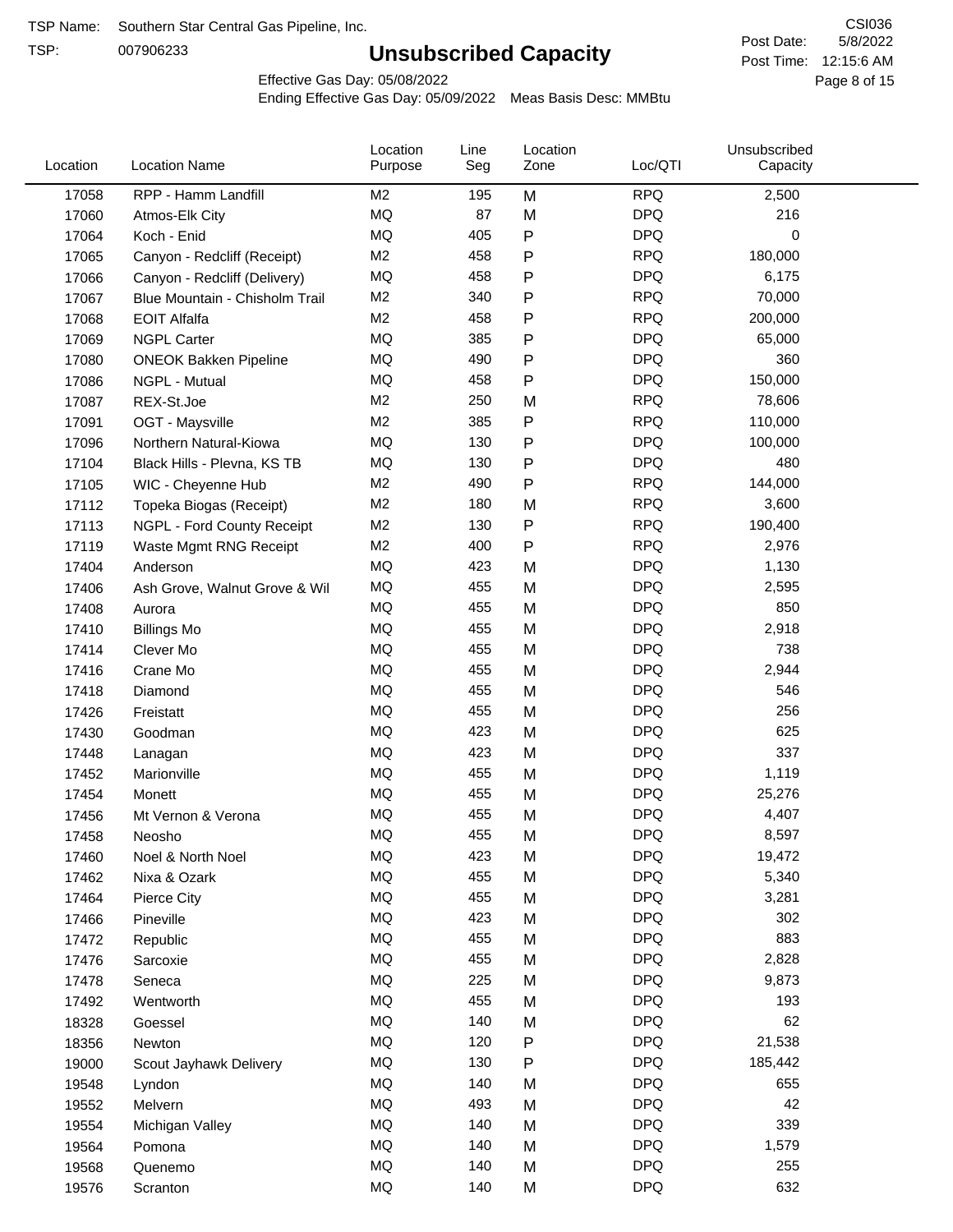TSP Name: Southern Star Central Gas Pipeline, Inc.

TSP: 007906233

# Unsubscribed Capacity

CSI036

Post Date: 5/8/2022

Post Time: 12:15:6 AM

Effective Gas Day: 05/08/2022

Ending Effective Gas Day: 05/09/2022 Meas Basis Desc: MMBtu

| Location | Location Name | Location Purpose | Line Seg | Location Zone | Loc/QTI | Unsubscribed Capacity |
|---|---|---|---|---|---|---|
| 17058 | RPP - Hamm Landfill | M2 | 195 | M | RPQ | 2,500 |
| 17060 | Atmos-Elk City | MQ | 87 | M | DPQ | 216 |
| 17064 | Koch - Enid | MQ | 405 | P | DPQ | 0 |
| 17065 | Canyon - Redcliff (Receipt) | M2 | 458 | P | RPQ | 180,000 |
| 17066 | Canyon - Redcliff (Delivery) | MQ | 458 | P | DPQ | 6,175 |
| 17067 | Blue Mountain - Chisholm Trail | M2 | 340 | P | RPQ | 70,000 |
| 17068 | EOIT Alfalfa | M2 | 458 | P | RPQ | 200,000 |
| 17069 | NGPL Carter | MQ | 385 | P | DPQ | 65,000 |
| 17080 | ONEOK Bakken Pipeline | MQ | 490 | P | DPQ | 360 |
| 17086 | NGPL - Mutual | MQ | 458 | P | DPQ | 150,000 |
| 17087 | REX-St.Joe | M2 | 250 | M | RPQ | 78,606 |
| 17091 | OGT - Maysville | M2 | 385 | P | RPQ | 110,000 |
| 17096 | Northern Natural-Kiowa | MQ | 130 | P | DPQ | 100,000 |
| 17104 | Black Hills - Plevna, KS TB | MQ | 130 | P | DPQ | 480 |
| 17105 | WIC - Cheyenne Hub | M2 | 490 | P | RPQ | 144,000 |
| 17112 | Topeka Biogas (Receipt) | M2 | 180 | M | RPQ | 3,600 |
| 17113 | NGPL - Ford County Receipt | M2 | 130 | P | RPQ | 190,400 |
| 17119 | Waste Mgmt RNG Receipt | M2 | 400 | P | RPQ | 2,976 |
| 17404 | Anderson | MQ | 423 | M | DPQ | 1,130 |
| 17406 | Ash Grove, Walnut Grove & Wil | MQ | 455 | M | DPQ | 2,595 |
| 17408 | Aurora | MQ | 455 | M | DPQ | 850 |
| 17410 | Billings Mo | MQ | 455 | M | DPQ | 2,918 |
| 17414 | Clever Mo | MQ | 455 | M | DPQ | 738 |
| 17416 | Crane Mo | MQ | 455 | M | DPQ | 2,944 |
| 17418 | Diamond | MQ | 455 | M | DPQ | 546 |
| 17426 | Freistatt | MQ | 455 | M | DPQ | 256 |
| 17430 | Goodman | MQ | 423 | M | DPQ | 625 |
| 17448 | Lanagan | MQ | 423 | M | DPQ | 337 |
| 17452 | Marionville | MQ | 455 | M | DPQ | 1,119 |
| 17454 | Monett | MQ | 455 | M | DPQ | 25,276 |
| 17456 | Mt Vernon & Verona | MQ | 455 | M | DPQ | 4,407 |
| 17458 | Neosho | MQ | 455 | M | DPQ | 8,597 |
| 17460 | Noel & North Noel | MQ | 423 | M | DPQ | 19,472 |
| 17462 | Nixa & Ozark | MQ | 455 | M | DPQ | 5,340 |
| 17464 | Pierce City | MQ | 455 | M | DPQ | 3,281 |
| 17466 | Pineville | MQ | 423 | M | DPQ | 302 |
| 17472 | Republic | MQ | 455 | M | DPQ | 883 |
| 17476 | Sarcoxie | MQ | 455 | M | DPQ | 2,828 |
| 17478 | Seneca | MQ | 225 | M | DPQ | 9,873 |
| 17492 | Wentworth | MQ | 455 | M | DPQ | 193 |
| 18328 | Goessel | MQ | 140 | M | DPQ | 62 |
| 18356 | Newton | MQ | 120 | P | DPQ | 21,538 |
| 19000 | Scout Jayhawk Delivery | MQ | 130 | P | DPQ | 185,442 |
| 19548 | Lyndon | MQ | 140 | M | DPQ | 655 |
| 19552 | Melvern | MQ | 493 | M | DPQ | 42 |
| 19554 | Michigan Valley | MQ | 140 | M | DPQ | 339 |
| 19564 | Pomona | MQ | 140 | M | DPQ | 1,579 |
| 19568 | Quenemo | MQ | 140 | M | DPQ | 255 |
| 19576 | Scranton | MQ | 140 | M | DPQ | 632 |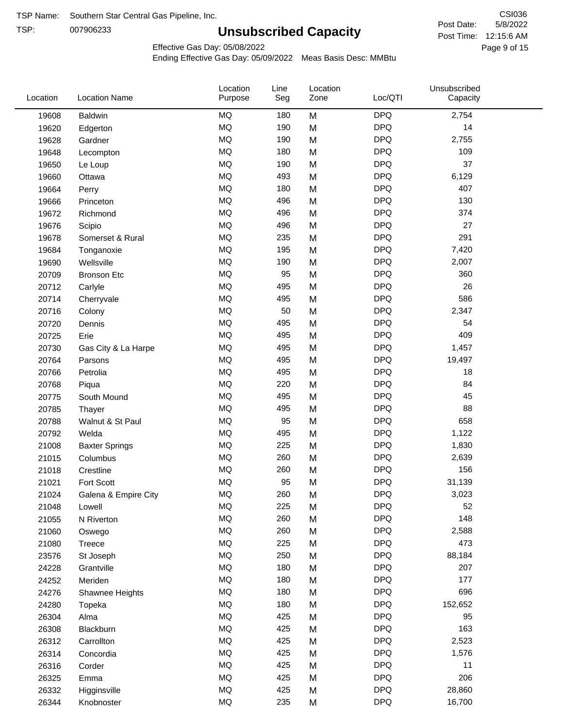TSP Name: Southern Star Central Gas Pipeline, Inc.

TSP: 007906233

# Unsubscribed Capacity

CSI036

Post Date: 5/8/2022

Post Time: 12:15:6 AM

Effective Gas Day: 05/08/2022

Ending Effective Gas Day: 05/09/2022 Meas Basis Desc: MMBtu

| Location | Location Name | Location Purpose | Line Seg | Location Zone | Loc/QTI | Unsubscribed Capacity |
|---|---|---|---|---|---|---|
| 19608 | Baldwin | MQ | 180 | M | DPQ | 2,754 |
| 19620 | Edgerton | MQ | 190 | M | DPQ | 14 |
| 19628 | Gardner | MQ | 190 | M | DPQ | 2,755 |
| 19648 | Lecompton | MQ | 180 | M | DPQ | 109 |
| 19650 | Le Loup | MQ | 190 | M | DPQ | 37 |
| 19660 | Ottawa | MQ | 493 | M | DPQ | 6,129 |
| 19664 | Perry | MQ | 180 | M | DPQ | 407 |
| 19666 | Princeton | MQ | 496 | M | DPQ | 130 |
| 19672 | Richmond | MQ | 496 | M | DPQ | 374 |
| 19676 | Scipio | MQ | 496 | M | DPQ | 27 |
| 19678 | Somerset & Rural | MQ | 235 | M | DPQ | 291 |
| 19684 | Tonganoxie | MQ | 195 | M | DPQ | 7,420 |
| 19690 | Wellsville | MQ | 190 | M | DPQ | 2,007 |
| 20709 | Bronson Etc | MQ | 95 | M | DPQ | 360 |
| 20712 | Carlyle | MQ | 495 | M | DPQ | 26 |
| 20714 | Cherryvale | MQ | 495 | M | DPQ | 586 |
| 20716 | Colony | MQ | 50 | M | DPQ | 2,347 |
| 20720 | Dennis | MQ | 495 | M | DPQ | 54 |
| 20725 | Erie | MQ | 495 | M | DPQ | 409 |
| 20730 | Gas City & La Harpe | MQ | 495 | M | DPQ | 1,457 |
| 20764 | Parsons | MQ | 495 | M | DPQ | 19,497 |
| 20766 | Petrolia | MQ | 495 | M | DPQ | 18 |
| 20768 | Piqua | MQ | 220 | M | DPQ | 84 |
| 20775 | South Mound | MQ | 495 | M | DPQ | 45 |
| 20785 | Thayer | MQ | 495 | M | DPQ | 88 |
| 20788 | Walnut & St Paul | MQ | 95 | M | DPQ | 658 |
| 20792 | Welda | MQ | 495 | M | DPQ | 1,122 |
| 21008 | Baxter Springs | MQ | 225 | M | DPQ | 1,830 |
| 21015 | Columbus | MQ | 260 | M | DPQ | 2,639 |
| 21018 | Crestline | MQ | 260 | M | DPQ | 156 |
| 21021 | Fort Scott | MQ | 95 | M | DPQ | 31,139 |
| 21024 | Galena & Empire City | MQ | 260 | M | DPQ | 3,023 |
| 21048 | Lowell | MQ | 225 | M | DPQ | 52 |
| 21055 | N Riverton | MQ | 260 | M | DPQ | 148 |
| 21060 | Oswego | MQ | 260 | M | DPQ | 2,588 |
| 21080 | Treece | MQ | 225 | M | DPQ | 473 |
| 23576 | St Joseph | MQ | 250 | M | DPQ | 88,184 |
| 24228 | Grantville | MQ | 180 | M | DPQ | 207 |
| 24252 | Meriden | MQ | 180 | M | DPQ | 177 |
| 24276 | Shawnee Heights | MQ | 180 | M | DPQ | 696 |
| 24280 | Topeka | MQ | 180 | M | DPQ | 152,652 |
| 26304 | Alma | MQ | 425 | M | DPQ | 95 |
| 26308 | Blackburn | MQ | 425 | M | DPQ | 163 |
| 26312 | Carrollton | MQ | 425 | M | DPQ | 2,523 |
| 26314 | Concordia | MQ | 425 | M | DPQ | 1,576 |
| 26316 | Corder | MQ | 425 | M | DPQ | 11 |
| 26325 | Emma | MQ | 425 | M | DPQ | 206 |
| 26332 | Higginsville | MQ | 425 | M | DPQ | 28,860 |
| 26344 | Knobnoster | MQ | 235 | M | DPQ | 16,700 |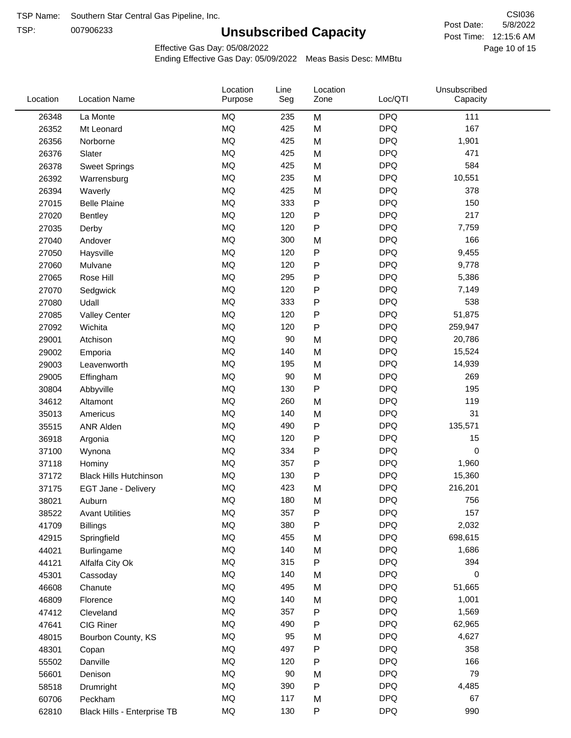TSP Name: Southern Star Central Gas Pipeline, Inc.

TSP: 007906233

# Unsubscribed Capacity

CSI036

Post Date: 5/8/2022

Post Time: 12:15:6 AM

Effective Gas Day: 05/08/2022

Ending Effective Gas Day: 05/09/2022 Meas Basis Desc: MMBtu

| Location | Location Name | Location Purpose | Line Seg | Location Zone | Loc/QTI | Unsubscribed Capacity |
|---|---|---|---|---|---|---|
| 26348 | La Monte | MQ | 235 | M | DPQ | 111 |
| 26352 | Mt Leonard | MQ | 425 | M | DPQ | 167 |
| 26356 | Norborne | MQ | 425 | M | DPQ | 1,901 |
| 26376 | Slater | MQ | 425 | M | DPQ | 471 |
| 26378 | Sweet Springs | MQ | 425 | M | DPQ | 584 |
| 26392 | Warrensburg | MQ | 235 | M | DPQ | 10,551 |
| 26394 | Waverly | MQ | 425 | M | DPQ | 378 |
| 27015 | Belle Plaine | MQ | 333 | P | DPQ | 150 |
| 27020 | Bentley | MQ | 120 | P | DPQ | 217 |
| 27035 | Derby | MQ | 120 | P | DPQ | 7,759 |
| 27040 | Andover | MQ | 300 | M | DPQ | 166 |
| 27050 | Haysville | MQ | 120 | P | DPQ | 9,455 |
| 27060 | Mulvane | MQ | 120 | P | DPQ | 9,778 |
| 27065 | Rose Hill | MQ | 295 | P | DPQ | 5,386 |
| 27070 | Sedgwick | MQ | 120 | P | DPQ | 7,149 |
| 27080 | Udall | MQ | 333 | P | DPQ | 538 |
| 27085 | Valley Center | MQ | 120 | P | DPQ | 51,875 |
| 27092 | Wichita | MQ | 120 | P | DPQ | 259,947 |
| 29001 | Atchison | MQ | 90 | M | DPQ | 20,786 |
| 29002 | Emporia | MQ | 140 | M | DPQ | 15,524 |
| 29003 | Leavenworth | MQ | 195 | M | DPQ | 14,939 |
| 29005 | Effingham | MQ | 90 | M | DPQ | 269 |
| 30804 | Abbyville | MQ | 130 | P | DPQ | 195 |
| 34612 | Altamont | MQ | 260 | M | DPQ | 119 |
| 35013 | Americus | MQ | 140 | M | DPQ | 31 |
| 35515 | ANR Alden | MQ | 490 | P | DPQ | 135,571 |
| 36918 | Argonia | MQ | 120 | P | DPQ | 15 |
| 37100 | Wynona | MQ | 334 | P | DPQ | 0 |
| 37118 | Hominy | MQ | 357 | P | DPQ | 1,960 |
| 37172 | Black Hills Hutchinson | MQ | 130 | P | DPQ | 15,360 |
| 37175 | EGT Jane - Delivery | MQ | 423 | M | DPQ | 216,201 |
| 38021 | Auburn | MQ | 180 | M | DPQ | 756 |
| 38522 | Avant Utilities | MQ | 357 | P | DPQ | 157 |
| 41709 | Billings | MQ | 380 | P | DPQ | 2,032 |
| 42915 | Springfield | MQ | 455 | M | DPQ | 698,615 |
| 44021 | Burlingame | MQ | 140 | M | DPQ | 1,686 |
| 44121 | Alfalfa City Ok | MQ | 315 | P | DPQ | 394 |
| 45301 | Cassoday | MQ | 140 | M | DPQ | 0 |
| 46608 | Chanute | MQ | 495 | M | DPQ | 51,665 |
| 46809 | Florence | MQ | 140 | M | DPQ | 1,001 |
| 47412 | Cleveland | MQ | 357 | P | DPQ | 1,569 |
| 47641 | CIG Riner | MQ | 490 | P | DPQ | 62,965 |
| 48015 | Bourbon County, KS | MQ | 95 | M | DPQ | 4,627 |
| 48301 | Copan | MQ | 497 | P | DPQ | 358 |
| 55502 | Danville | MQ | 120 | P | DPQ | 166 |
| 56601 | Denison | MQ | 90 | M | DPQ | 79 |
| 58518 | Drumright | MQ | 390 | P | DPQ | 4,485 |
| 60706 | Peckham | MQ | 117 | M | DPQ | 67 |
| 62810 | Black Hills - Enterprise TB | MQ | 130 | P | DPQ | 990 |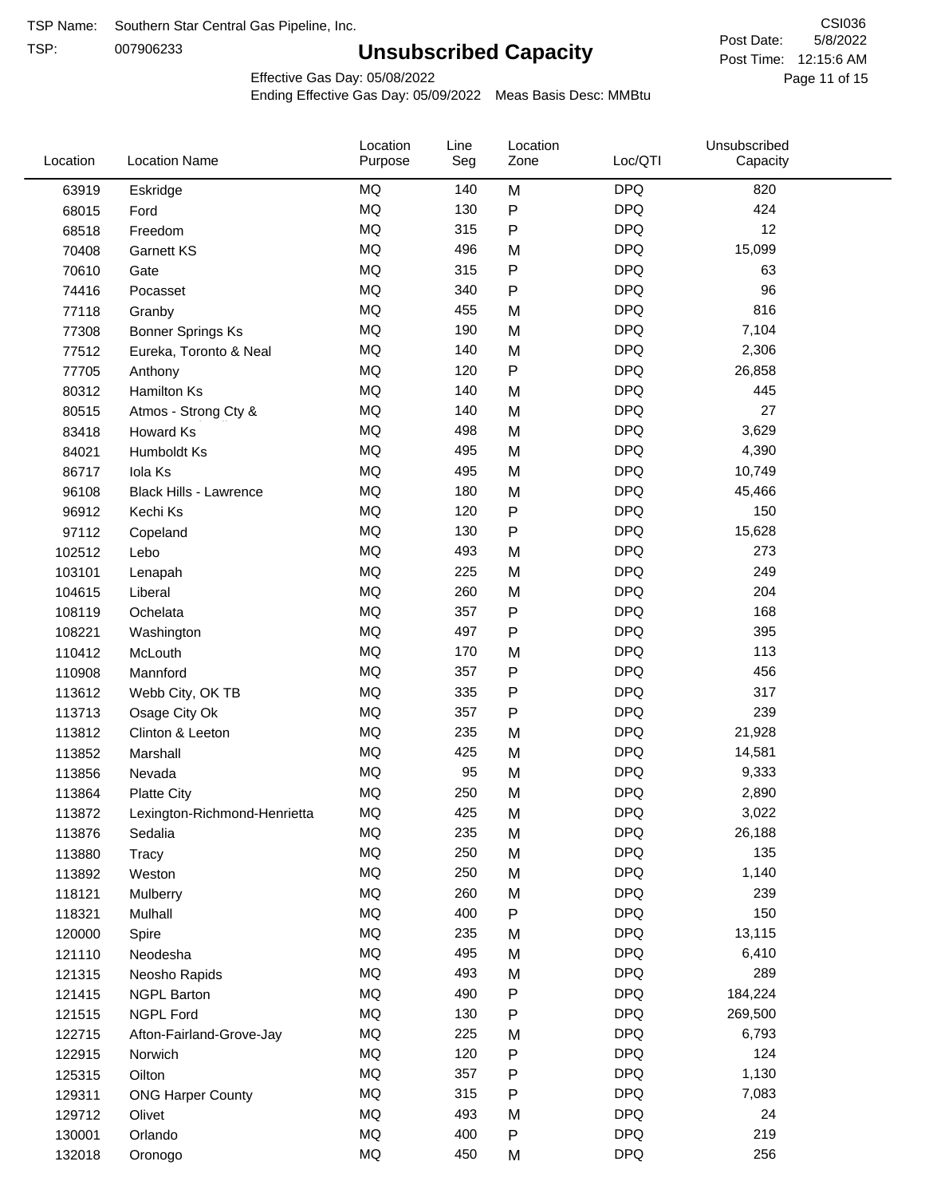TSP Name: Southern Star Central Gas Pipeline, Inc.

TSP: 007906233

# Unsubscribed Capacity

CSI036

Post Date: 5/8/2022

Post Time: 12:15:6 AM

Effective Gas Day: 05/08/2022

Ending Effective Gas Day: 05/09/2022 Meas Basis Desc: MMBtu

| Location | Location Name | Location Purpose | Line Seg | Location Zone | Loc/QTI | Unsubscribed Capacity |
|---|---|---|---|---|---|---|
| 63919 | Eskridge | MQ | 140 | M | DPQ | 820 |
| 68015 | Ford | MQ | 130 | P | DPQ | 424 |
| 68518 | Freedom | MQ | 315 | P | DPQ | 12 |
| 70408 | Garnett KS | MQ | 496 | M | DPQ | 15,099 |
| 70610 | Gate | MQ | 315 | P | DPQ | 63 |
| 74416 | Pocasset | MQ | 340 | P | DPQ | 96 |
| 77118 | Granby | MQ | 455 | M | DPQ | 816 |
| 77308 | Bonner Springs Ks | MQ | 190 | M | DPQ | 7,104 |
| 77512 | Eureka, Toronto & Neal | MQ | 140 | M | DPQ | 2,306 |
| 77705 | Anthony | MQ | 120 | P | DPQ | 26,858 |
| 80312 | Hamilton Ks | MQ | 140 | M | DPQ | 445 |
| 80515 | Atmos - Strong Cty & | MQ | 140 | M | DPQ | 27 |
| 83418 | Howard Ks | MQ | 498 | M | DPQ | 3,629 |
| 84021 | Humboldt Ks | MQ | 495 | M | DPQ | 4,390 |
| 86717 | Iola Ks | MQ | 495 | M | DPQ | 10,749 |
| 96108 | Black Hills - Lawrence | MQ | 180 | M | DPQ | 45,466 |
| 96912 | Kechi Ks | MQ | 120 | P | DPQ | 150 |
| 97112 | Copeland | MQ | 130 | P | DPQ | 15,628 |
| 102512 | Lebo | MQ | 493 | M | DPQ | 273 |
| 103101 | Lenapah | MQ | 225 | M | DPQ | 249 |
| 104615 | Liberal | MQ | 260 | M | DPQ | 204 |
| 108119 | Ochelata | MQ | 357 | P | DPQ | 168 |
| 108221 | Washington | MQ | 497 | P | DPQ | 395 |
| 110412 | McLouth | MQ | 170 | M | DPQ | 113 |
| 110908 | Mannford | MQ | 357 | P | DPQ | 456 |
| 113612 | Webb City, OK TB | MQ | 335 | P | DPQ | 317 |
| 113713 | Osage City Ok | MQ | 357 | P | DPQ | 239 |
| 113812 | Clinton & Leeton | MQ | 235 | M | DPQ | 21,928 |
| 113852 | Marshall | MQ | 425 | M | DPQ | 14,581 |
| 113856 | Nevada | MQ | 95 | M | DPQ | 9,333 |
| 113864 | Platte City | MQ | 250 | M | DPQ | 2,890 |
| 113872 | Lexington-Richmond-Henrietta | MQ | 425 | M | DPQ | 3,022 |
| 113876 | Sedalia | MQ | 235 | M | DPQ | 26,188 |
| 113880 | Tracy | MQ | 250 | M | DPQ | 135 |
| 113892 | Weston | MQ | 250 | M | DPQ | 1,140 |
| 118121 | Mulberry | MQ | 260 | M | DPQ | 239 |
| 118321 | Mulhall | MQ | 400 | P | DPQ | 150 |
| 120000 | Spire | MQ | 235 | M | DPQ | 13,115 |
| 121110 | Neodesha | MQ | 495 | M | DPQ | 6,410 |
| 121315 | Neosho Rapids | MQ | 493 | M | DPQ | 289 |
| 121415 | NGPL Barton | MQ | 490 | P | DPQ | 184,224 |
| 121515 | NGPL Ford | MQ | 130 | P | DPQ | 269,500 |
| 122715 | Afton-Fairland-Grove-Jay | MQ | 225 | M | DPQ | 6,793 |
| 122915 | Norwich | MQ | 120 | P | DPQ | 124 |
| 125315 | Oilton | MQ | 357 | P | DPQ | 1,130 |
| 129311 | ONG Harper County | MQ | 315 | P | DPQ | 7,083 |
| 129712 | Olivet | MQ | 493 | M | DPQ | 24 |
| 130001 | Orlando | MQ | 400 | P | DPQ | 219 |
| 132018 | Oronogo | MQ | 450 | M | DPQ | 256 |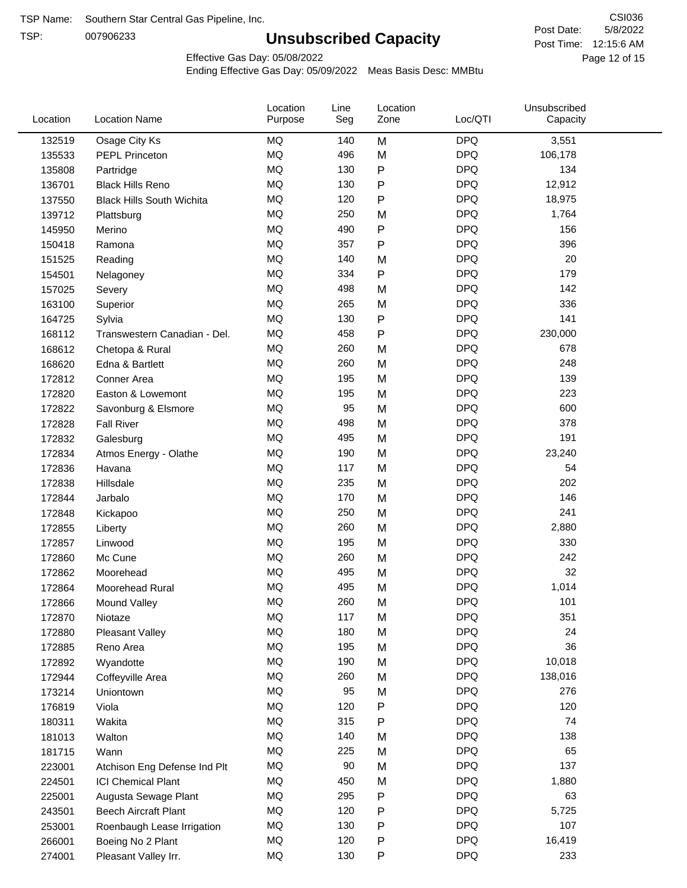TSP Name: Southern Star Central Gas Pipeline, Inc.

TSP: 007906233

# Unsubscribed Capacity

CSI036

Post Date: 5/8/2022

Post Time: 12:15:6 AM

Effective Gas Day: 05/08/2022

Ending Effective Gas Day: 05/09/2022 Meas Basis Desc: MMBtu

| Location | Location Name | Location Purpose | Line Seg | Location Zone | Loc/QTI | Unsubscribed Capacity |
|---|---|---|---|---|---|---|
| 132519 | Osage City Ks | MQ | 140 | M | DPQ | 3,551 |
| 135533 | PEPL Princeton | MQ | 496 | M | DPQ | 106,178 |
| 135808 | Partridge | MQ | 130 | P | DPQ | 134 |
| 136701 | Black Hills Reno | MQ | 130 | P | DPQ | 12,912 |
| 137550 | Black Hills South Wichita | MQ | 120 | P | DPQ | 18,975 |
| 139712 | Plattsburg | MQ | 250 | M | DPQ | 1,764 |
| 145950 | Merino | MQ | 490 | P | DPQ | 156 |
| 150418 | Ramona | MQ | 357 | P | DPQ | 396 |
| 151525 | Reading | MQ | 140 | M | DPQ | 20 |
| 154501 | Nelagoney | MQ | 334 | P | DPQ | 179 |
| 157025 | Severy | MQ | 498 | M | DPQ | 142 |
| 163100 | Superior | MQ | 265 | M | DPQ | 336 |
| 164725 | Sylvia | MQ | 130 | P | DPQ | 141 |
| 168112 | Transwestern Canadian - Del. | MQ | 458 | P | DPQ | 230,000 |
| 168612 | Chetopa & Rural | MQ | 260 | M | DPQ | 678 |
| 168620 | Edna & Bartlett | MQ | 260 | M | DPQ | 248 |
| 172812 | Conner Area | MQ | 195 | M | DPQ | 139 |
| 172820 | Easton & Lowemont | MQ | 195 | M | DPQ | 223 |
| 172822 | Savonburg & Elsmore | MQ | 95 | M | DPQ | 600 |
| 172828 | Fall River | MQ | 498 | M | DPQ | 378 |
| 172832 | Galesburg | MQ | 495 | M | DPQ | 191 |
| 172834 | Atmos Energy - Olathe | MQ | 190 | M | DPQ | 23,240 |
| 172836 | Havana | MQ | 117 | M | DPQ | 54 |
| 172838 | Hillsdale | MQ | 235 | M | DPQ | 202 |
| 172844 | Jarbalo | MQ | 170 | M | DPQ | 146 |
| 172848 | Kickapoo | MQ | 250 | M | DPQ | 241 |
| 172855 | Liberty | MQ | 260 | M | DPQ | 2,880 |
| 172857 | Linwood | MQ | 195 | M | DPQ | 330 |
| 172860 | Mc Cune | MQ | 260 | M | DPQ | 242 |
| 172862 | Moorehead | MQ | 495 | M | DPQ | 32 |
| 172864 | Moorehead Rural | MQ | 495 | M | DPQ | 1,014 |
| 172866 | Mound Valley | MQ | 260 | M | DPQ | 101 |
| 172870 | Niotaze | MQ | 117 | M | DPQ | 351 |
| 172880 | Pleasant Valley | MQ | 180 | M | DPQ | 24 |
| 172885 | Reno Area | MQ | 195 | M | DPQ | 36 |
| 172892 | Wyandotte | MQ | 190 | M | DPQ | 10,018 |
| 172944 | Coffeyville Area | MQ | 260 | M | DPQ | 138,016 |
| 173214 | Uniontown | MQ | 95 | M | DPQ | 276 |
| 176819 | Viola | MQ | 120 | P | DPQ | 120 |
| 180311 | Wakita | MQ | 315 | P | DPQ | 74 |
| 181013 | Walton | MQ | 140 | M | DPQ | 138 |
| 181715 | Wann | MQ | 225 | M | DPQ | 65 |
| 223001 | Atchison Eng Defense Ind Plt | MQ | 90 | M | DPQ | 137 |
| 224501 | ICI Chemical Plant | MQ | 450 | M | DPQ | 1,880 |
| 225001 | Augusta Sewage Plant | MQ | 295 | P | DPQ | 63 |
| 243501 | Beech Aircraft Plant | MQ | 120 | P | DPQ | 5,725 |
| 253001 | Roenbaugh Lease Irrigation | MQ | 130 | P | DPQ | 107 |
| 266001 | Boeing No 2 Plant | MQ | 120 | P | DPQ | 16,419 |
| 274001 | Pleasant Valley Irr. | MQ | 130 | P | DPQ | 233 |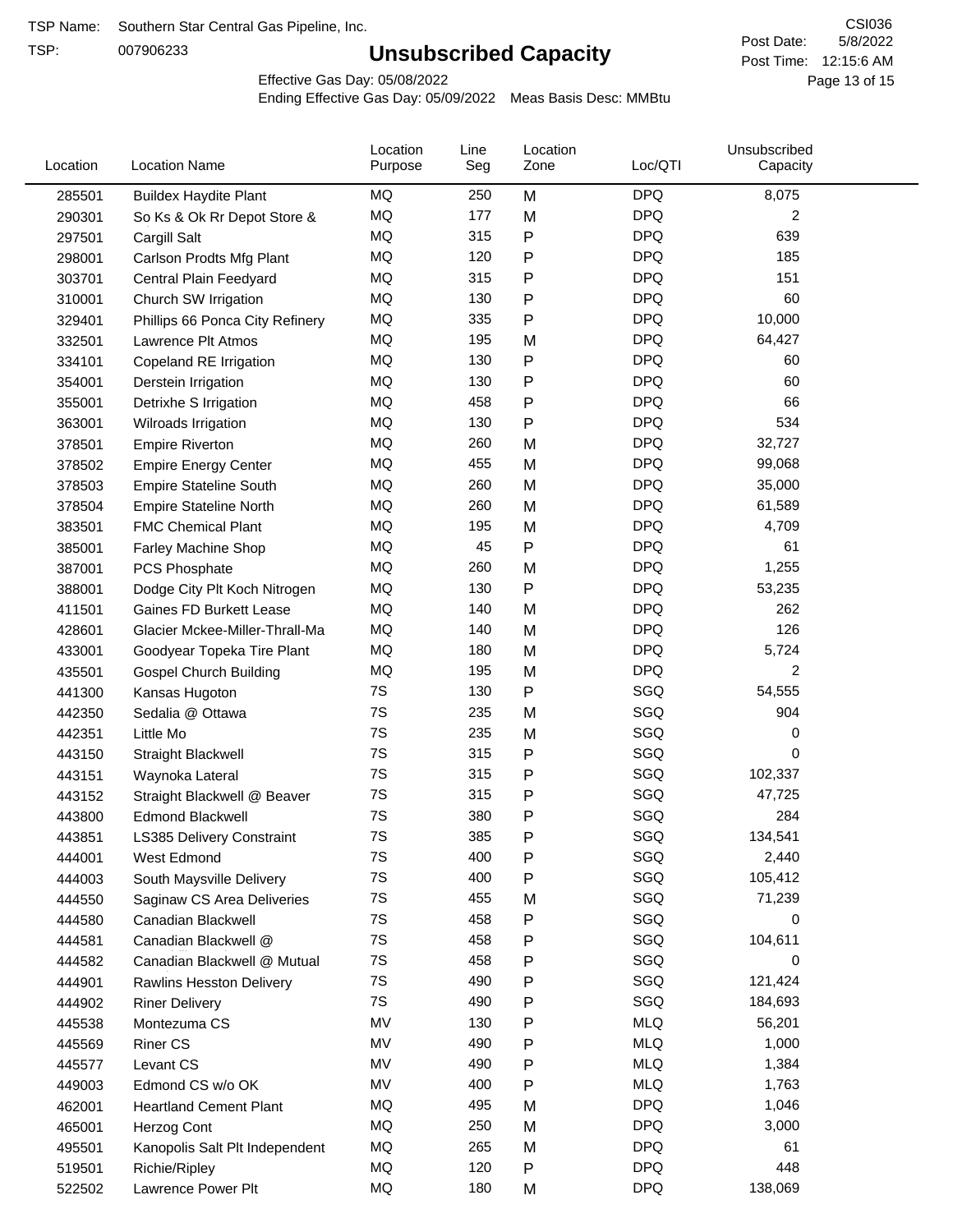TSP Name: Southern Star Central Gas Pipeline, Inc.

TSP: 007906233

# Unsubscribed Capacity

CSI036

Post Date: 5/8/2022

Post Time: 12:15:6 AM

Effective Gas Day: 05/08/2022

Ending Effective Gas Day: 05/09/2022 Meas Basis Desc: MMBtu

| Location | Location Name | Location Purpose | Line Seg | Location Zone | Loc/QTI | Unsubscribed Capacity |
|---|---|---|---|---|---|---|
| 285501 | Buildex Haydite Plant | MQ | 250 | M | DPQ | 8,075 |
| 290301 | So Ks & Ok Rr Depot Store & | MQ | 177 | M | DPQ | 2 |
| 297501 | Cargill Salt | MQ | 315 | P | DPQ | 639 |
| 298001 | Carlson Prodts Mfg Plant | MQ | 120 | P | DPQ | 185 |
| 303701 | Central Plain Feedyard | MQ | 315 | P | DPQ | 151 |
| 310001 | Church SW Irrigation | MQ | 130 | P | DPQ | 60 |
| 329401 | Phillips 66 Ponca City Refinery | MQ | 335 | P | DPQ | 10,000 |
| 332501 | Lawrence Plt Atmos | MQ | 195 | M | DPQ | 64,427 |
| 334101 | Copeland RE Irrigation | MQ | 130 | P | DPQ | 60 |
| 354001 | Derstein Irrigation | MQ | 130 | P | DPQ | 60 |
| 355001 | Detrixhe S Irrigation | MQ | 458 | P | DPQ | 66 |
| 363001 | Wilroads Irrigation | MQ | 130 | P | DPQ | 534 |
| 378501 | Empire Riverton | MQ | 260 | M | DPQ | 32,727 |
| 378502 | Empire Energy Center | MQ | 455 | M | DPQ | 99,068 |
| 378503 | Empire Stateline South | MQ | 260 | M | DPQ | 35,000 |
| 378504 | Empire Stateline North | MQ | 260 | M | DPQ | 61,589 |
| 383501 | FMC Chemical Plant | MQ | 195 | M | DPQ | 4,709 |
| 385001 | Farley Machine Shop | MQ | 45 | P | DPQ | 61 |
| 387001 | PCS Phosphate | MQ | 260 | M | DPQ | 1,255 |
| 388001 | Dodge City Plt Koch Nitrogen | MQ | 130 | P | DPQ | 53,235 |
| 411501 | Gaines FD Burkett Lease | MQ | 140 | M | DPQ | 262 |
| 428601 | Glacier Mckee-Miller-Thrall-Ma | MQ | 140 | M | DPQ | 126 |
| 433001 | Goodyear Topeka Tire Plant | MQ | 180 | M | DPQ | 5,724 |
| 435501 | Gospel Church Building | MQ | 195 | M | DPQ | 2 |
| 441300 | Kansas Hugoton | 7S | 130 | P | SGQ | 54,555 |
| 442350 | Sedalia @ Ottawa | 7S | 235 | M | SGQ | 904 |
| 442351 | Little Mo | 7S | 235 | M | SGQ | 0 |
| 443150 | Straight Blackwell | 7S | 315 | P | SGQ | 0 |
| 443151 | Waynoka Lateral | 7S | 315 | P | SGQ | 102,337 |
| 443152 | Straight Blackwell @ Beaver | 7S | 315 | P | SGQ | 47,725 |
| 443800 | Edmond Blackwell | 7S | 380 | P | SGQ | 284 |
| 443851 | LS385 Delivery Constraint | 7S | 385 | P | SGQ | 134,541 |
| 444001 | West Edmond | 7S | 400 | P | SGQ | 2,440 |
| 444003 | South Maysville Delivery | 7S | 400 | P | SGQ | 105,412 |
| 444550 | Saginaw CS Area Deliveries | 7S | 455 | M | SGQ | 71,239 |
| 444580 | Canadian Blackwell | 7S | 458 | P | SGQ | 0 |
| 444581 | Canadian Blackwell @ | 7S | 458 | P | SGQ | 104,611 |
| 444582 | Canadian Blackwell @ Mutual | 7S | 458 | P | SGQ | 0 |
| 444901 | Rawlins Hesston Delivery | 7S | 490 | P | SGQ | 121,424 |
| 444902 | Riner Delivery | 7S | 490 | P | SGQ | 184,693 |
| 445538 | Montezuma CS | MV | 130 | P | MLQ | 56,201 |
| 445569 | Riner CS | MV | 490 | P | MLQ | 1,000 |
| 445577 | Levant CS | MV | 490 | P | MLQ | 1,384 |
| 449003 | Edmond CS w/o OK | MV | 400 | P | MLQ | 1,763 |
| 462001 | Heartland Cement Plant | MQ | 495 | M | DPQ | 1,046 |
| 465001 | Herzog Cont | MQ | 250 | M | DPQ | 3,000 |
| 495501 | Kanopolis Salt Plt Independent | MQ | 265 | M | DPQ | 61 |
| 519501 | Richie/Ripley | MQ | 120 | P | DPQ | 448 |
| 522502 | Lawrence Power Plt | MQ | 180 | M | DPQ | 138,069 |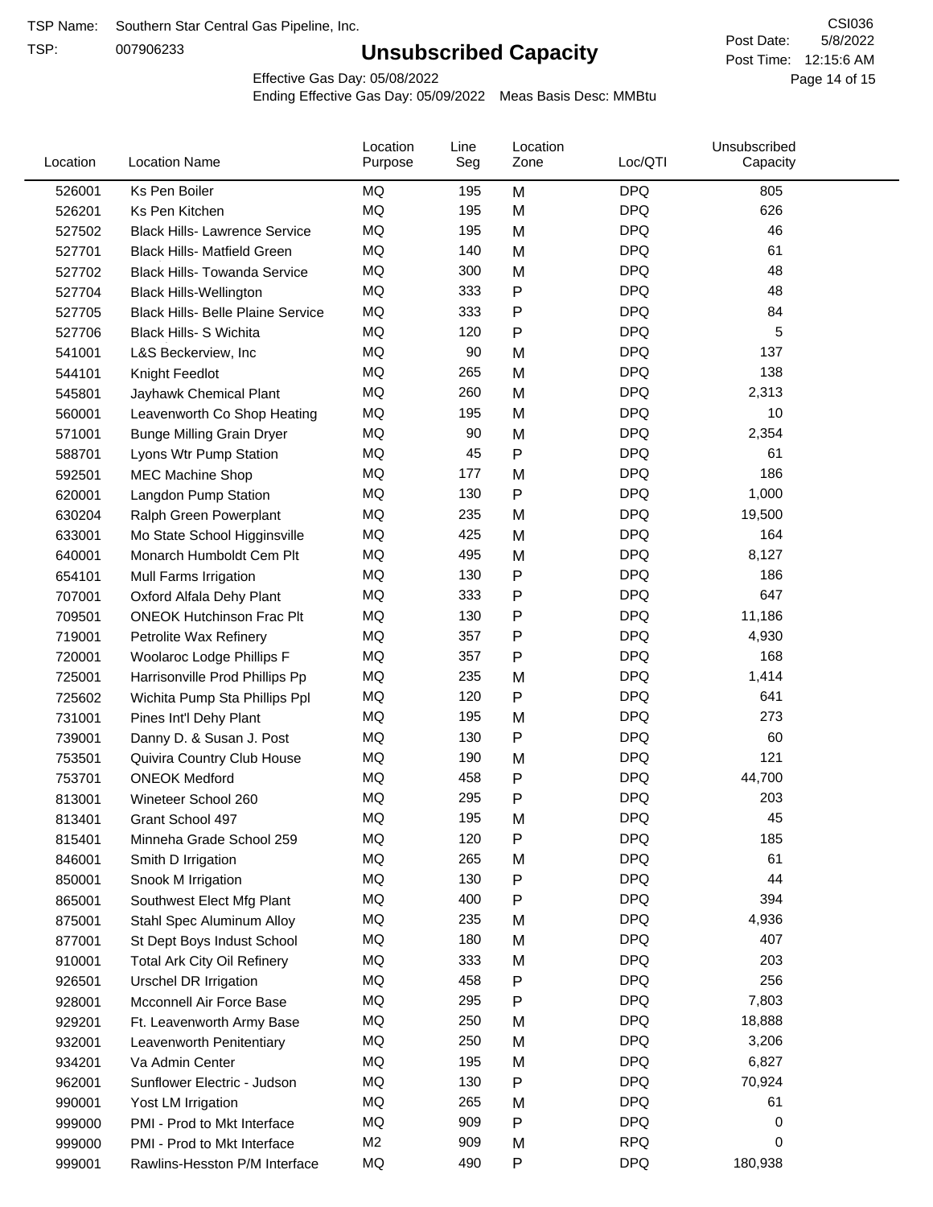TSP Name: Southern Star Central Gas Pipeline, Inc.

TSP: 007906233

# Unsubscribed Capacity

CSI036

Post Date: 5/8/2022

Post Time: 12:15:6 AM

Effective Gas Day: 05/08/2022

Ending Effective Gas Day: 05/09/2022 Meas Basis Desc: MMBtu

| Location | Location Name | Location Purpose | Line Seg | Location Zone | Loc/QTI | Unsubscribed Capacity |
|---|---|---|---|---|---|---|
| 526001 | Ks Pen Boiler | MQ | 195 | M | DPQ | 805 |
| 526201 | Ks Pen Kitchen | MQ | 195 | M | DPQ | 626 |
| 527502 | Black Hills- Lawrence Service | MQ | 195 | M | DPQ | 46 |
| 527701 | Black Hills- Matfield Green | MQ | 140 | M | DPQ | 61 |
| 527702 | Black Hills- Towanda Service | MQ | 300 | M | DPQ | 48 |
| 527704 | Black Hills-Wellington | MQ | 333 | P | DPQ | 48 |
| 527705 | Black Hills- Belle Plaine Service | MQ | 333 | P | DPQ | 84 |
| 527706 | Black Hills- S Wichita | MQ | 120 | P | DPQ | 5 |
| 541001 | L&S Beckerview, Inc | MQ | 90 | M | DPQ | 137 |
| 544101 | Knight Feedlot | MQ | 265 | M | DPQ | 138 |
| 545801 | Jayhawk Chemical Plant | MQ | 260 | M | DPQ | 2,313 |
| 560001 | Leavenworth Co Shop Heating | MQ | 195 | M | DPQ | 10 |
| 571001 | Bunge Milling Grain Dryer | MQ | 90 | M | DPQ | 2,354 |
| 588701 | Lyons Wtr Pump Station | MQ | 45 | P | DPQ | 61 |
| 592501 | MEC Machine Shop | MQ | 177 | M | DPQ | 186 |
| 620001 | Langdon Pump Station | MQ | 130 | P | DPQ | 1,000 |
| 630204 | Ralph Green Powerplant | MQ | 235 | M | DPQ | 19,500 |
| 633001 | Mo State School Higginsville | MQ | 425 | M | DPQ | 164 |
| 640001 | Monarch Humboldt Cem Plt | MQ | 495 | M | DPQ | 8,127 |
| 654101 | Mull Farms Irrigation | MQ | 130 | P | DPQ | 186 |
| 707001 | Oxford Alfala Dehy Plant | MQ | 333 | P | DPQ | 647 |
| 709501 | ONEOK Hutchinson Frac Plt | MQ | 130 | P | DPQ | 11,186 |
| 719001 | Petrolite Wax Refinery | MQ | 357 | P | DPQ | 4,930 |
| 720001 | Woolaroc Lodge Phillips F | MQ | 357 | P | DPQ | 168 |
| 725001 | Harrisonville Prod Phillips Pp | MQ | 235 | M | DPQ | 1,414 |
| 725602 | Wichita Pump Sta Phillips Ppl | MQ | 120 | P | DPQ | 641 |
| 731001 | Pines Int'l Dehy Plant | MQ | 195 | M | DPQ | 273 |
| 739001 | Danny D. & Susan J. Post | MQ | 130 | P | DPQ | 60 |
| 753501 | Quivira Country Club House | MQ | 190 | M | DPQ | 121 |
| 753701 | ONEOK Medford | MQ | 458 | P | DPQ | 44,700 |
| 813001 | Wineteer School 260 | MQ | 295 | P | DPQ | 203 |
| 813401 | Grant School 497 | MQ | 195 | M | DPQ | 45 |
| 815401 | Minneha Grade School 259 | MQ | 120 | P | DPQ | 185 |
| 846001 | Smith D Irrigation | MQ | 265 | M | DPQ | 61 |
| 850001 | Snook M Irrigation | MQ | 130 | P | DPQ | 44 |
| 865001 | Southwest Elect Mfg Plant | MQ | 400 | P | DPQ | 394 |
| 875001 | Stahl Spec Aluminum Alloy | MQ | 235 | M | DPQ | 4,936 |
| 877001 | St Dept Boys Indust School | MQ | 180 | M | DPQ | 407 |
| 910001 | Total Ark City Oil Refinery | MQ | 333 | M | DPQ | 203 |
| 926501 | Urschel DR Irrigation | MQ | 458 | P | DPQ | 256 |
| 928001 | Mcconnell Air Force Base | MQ | 295 | P | DPQ | 7,803 |
| 929201 | Ft. Leavenworth Army Base | MQ | 250 | M | DPQ | 18,888 |
| 932001 | Leavenworth Penitentiary | MQ | 250 | M | DPQ | 3,206 |
| 934201 | Va Admin Center | MQ | 195 | M | DPQ | 6,827 |
| 962001 | Sunflower Electric - Judson | MQ | 130 | P | DPQ | 70,924 |
| 990001 | Yost LM Irrigation | MQ | 265 | M | DPQ | 61 |
| 999000 | PMI - Prod to Mkt Interface | MQ | 909 | P | DPQ | 0 |
| 999000 | PMI - Prod to Mkt Interface | M2 | 909 | M | RPQ | 0 |
| 999001 | Rawlins-Hesston P/M Interface | MQ | 490 | P | DPQ | 180,938 |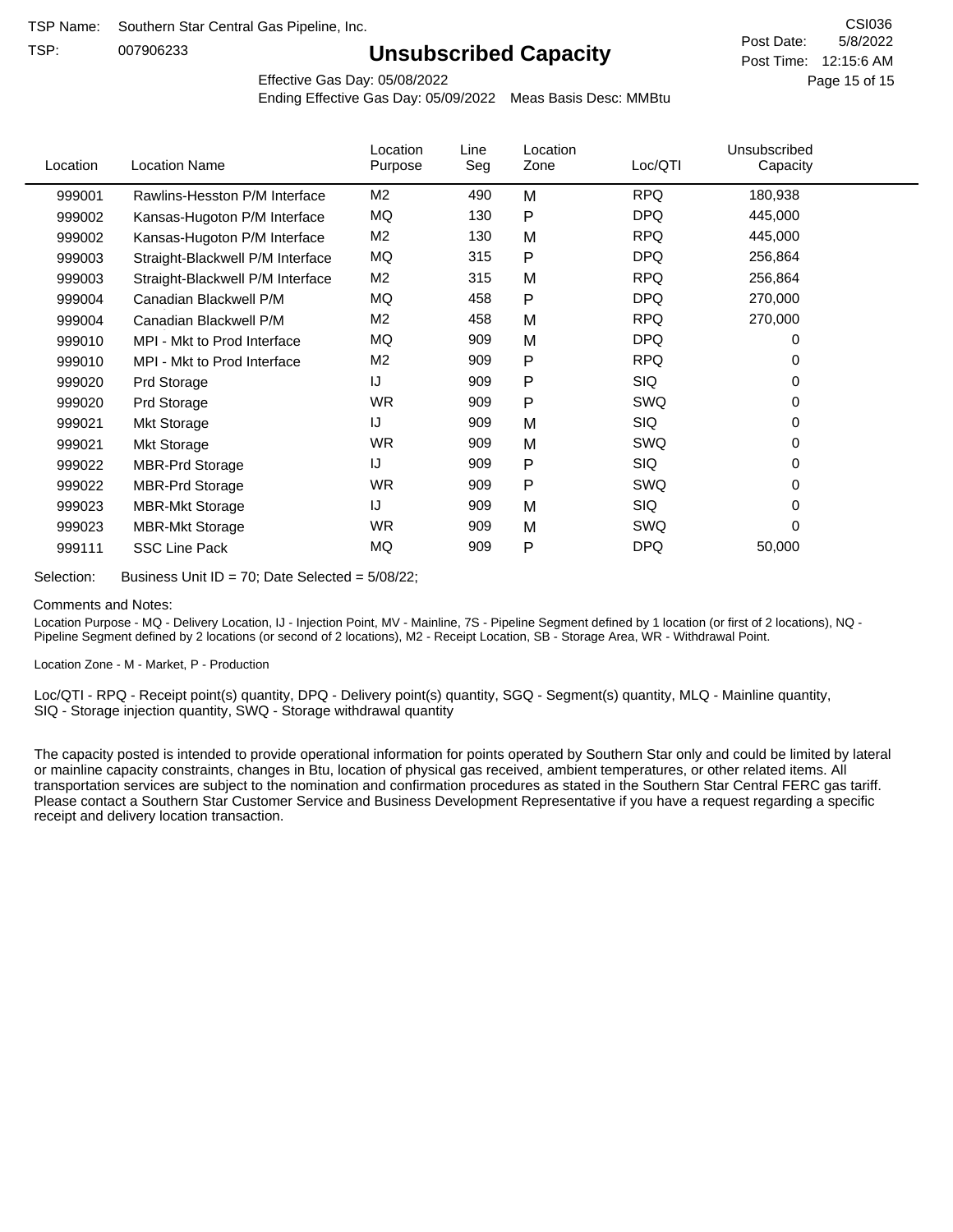TSP Name: Southern Star Central Gas Pipeline, Inc.

TSP: 007906233

CSI036

# Unsubscribed Capacity

Post Date: 5/8/2022
Post Time: 12:15:6 AM

Effective Gas Day: 05/08/2022

Ending Effective Gas Day: 05/09/2022 Meas Basis Desc: MMBtu

| Location | Location Name | Location Purpose | Line Seg | Location Zone | Loc/QTI | Unsubscribed Capacity |
|---|---|---|---|---|---|---|
| 999001 | Rawlins-Hesston P/M Interface | M2 | 490 | M | RPQ | 180,938 |
| 999002 | Kansas-Hugoton P/M Interface | MQ | 130 | P | DPQ | 445,000 |
| 999002 | Kansas-Hugoton P/M Interface | M2 | 130 | M | RPQ | 445,000 |
| 999003 | Straight-Blackwell P/M Interface | MQ | 315 | P | DPQ | 256,864 |
| 999003 | Straight-Blackwell P/M Interface | M2 | 315 | M | RPQ | 256,864 |
| 999004 | Canadian Blackwell P/M | MQ | 458 | P | DPQ | 270,000 |
| 999004 | Canadian Blackwell P/M | M2 | 458 | M | RPQ | 270,000 |
| 999010 | MPI - Mkt to Prod Interface | MQ | 909 | M | DPQ | 0 |
| 999010 | MPI - Mkt to Prod Interface | M2 | 909 | P | RPQ | 0 |
| 999020 | Prd Storage | IJ | 909 | P | SIQ | 0 |
| 999020 | Prd Storage | WR | 909 | P | SWQ | 0 |
| 999021 | Mkt Storage | IJ | 909 | M | SIQ | 0 |
| 999021 | Mkt Storage | WR | 909 | M | SWQ | 0 |
| 999022 | MBR-Prd Storage | IJ | 909 | P | SIQ | 0 |
| 999022 | MBR-Prd Storage | WR | 909 | P | SWQ | 0 |
| 999023 | MBR-Mkt Storage | IJ | 909 | M | SIQ | 0 |
| 999023 | MBR-Mkt Storage | WR | 909 | M | SWQ | 0 |
| 999111 | SSC Line Pack | MQ | 909 | P | DPQ | 50,000 |

Selection: Business Unit ID = 70; Date Selected = 5/08/22;

Comments and Notes:

Location Purpose - MQ - Delivery Location, IJ - Injection Point, MV - Mainline, 7S - Pipeline Segment defined by 1 location (or first of 2 locations), NQ - Pipeline Segment defined by 2 locations (or second of 2 locations), M2 - Receipt Location, SB - Storage Area, WR - Withdrawal Point.

Location Zone - M - Market, P - Production

Loc/QTI - RPQ - Receipt point(s) quantity, DPQ - Delivery point(s) quantity, SGQ - Segment(s) quantity, MLQ - Mainline quantity, SIQ - Storage injection quantity, SWQ - Storage withdrawal quantity

The capacity posted is intended to provide operational information for points operated by Southern Star only and could be limited by lateral or mainline capacity constraints, changes in Btu, location of physical gas received, ambient temperatures, or other related items. All transportation services are subject to the nomination and confirmation procedures as stated in the Southern Star Central FERC gas tariff. Please contact a Southern Star Customer Service and Business Development Representative if you have a request regarding a specific receipt and delivery location transaction.